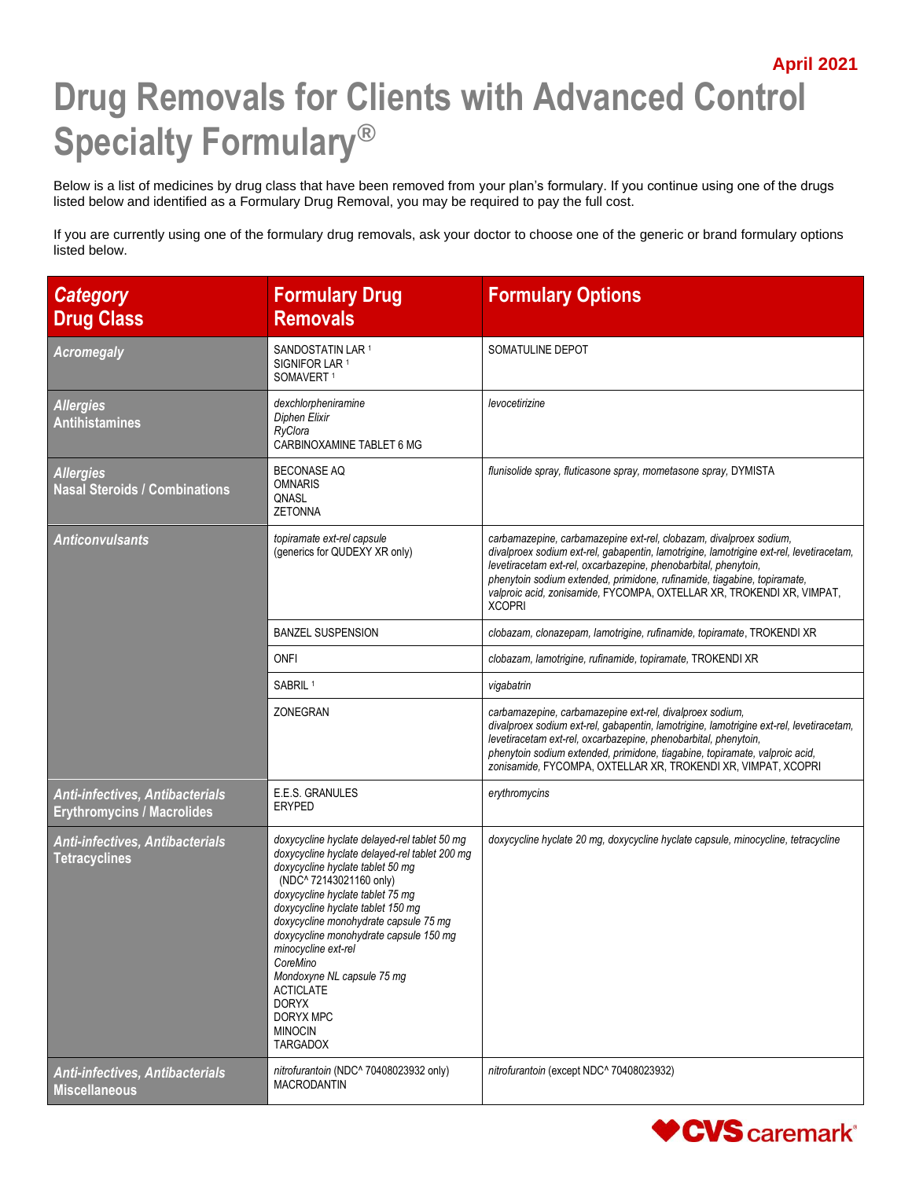April 2021

# Drug Removals for Clients with Advanced Control Specialty Formulary®

Below is a list of medicines by drug class that have been removed from your plan's formulary. If you continue using one of the drugs listed below and identified as a Formulary Drug Removal, you may be required to pay the full cost.

If you are currently using one of the formulary drug removals, ask your doctor to choose one of the generic or brand formulary options listed below.

| *Category* Drug Class | Formulary Drug Removals | Formulary Options |
|---|---|---|
| *Acromegaly* | SANDOSTATIN LAR [1]<br>SIGNIFOR LAR [1]<br>SOMAVERT [1] | SOMATULINE DEPOT |
| *Allergies* Antihistamines | *dexchlorpheniramine*<br>*Diphen Elixir*<br>*RyClora*<br>CARBINOXAMINE TABLET 6 MG | *levocetirizine* |
| *Allergies* Nasal Steroids / Combinations | BECONASE AQ<br>OMNARIS<br>QNASL<br>ZETONNA | *flunisolide spray, fluticasone spray, mometasone spray*, DYMISTA |
| *Anticonvulsants* | *topiramate ext-rel capsule* (generics for QUDEXY XR only) | *carbamazepine, carbamazepine ext-rel, clobazam, divalproex sodium, divalproex sodium ext-rel, gabapentin, lamotrigine, lamotrigine ext-rel, levetiracetam, levetiracetam ext-rel, oxcarbazepine, phenobarbital, phenytoin, phenytoin sodium extended, primidone, rufinamide, tiagabine, topiramate, valproic acid, zonisamide*, FYCOMPA, OXTELLAR XR, TROKENDI XR, VIMPAT, XCOPRI |
| | BANZEL SUSPENSION | *clobazam, clonazepam, lamotrigine, rufinamide, topiramate*, TROKENDI XR |
| | ONFI | *clobazam, lamotrigine, rufinamide, topiramate*, TROKENDI XR |
| | SABRIL [1] | *vigabatrin* |
| | ZONEGRAN | *carbamazepine, carbamazepine ext-rel, divalproex sodium, divalproex sodium ext-rel, gabapentin, lamotrigine, lamotrigine ext-rel, levetiracetam, levetiracetam ext-rel, oxcarbazepine, phenobarbital, phenytoin, phenytoin sodium extended, primidone, tiagabine, topiramate, valproic acid, zonisamide*, FYCOMPA, OXTELLAR XR, TROKENDI XR, VIMPAT, XCOPRI |
| *Anti-infectives, Antibacterials* Erythromycins / Macrolides | E.E.S. GRANULES<br>ERYPED | *erythromycins* |
| *Anti-infectives, Antibacterials* Tetracyclines | *doxycycline hyclate delayed-rel tablet 50 mg*<br>*doxycycline hyclate delayed-rel tablet 200 mg*<br>*doxycycline hyclate tablet 50 mg* (NDC^ 72143021160 only)<br>*doxycycline hyclate tablet 75 mg*<br>*doxycycline hyclate tablet 150 mg*<br>*doxycycline monohydrate capsule 75 mg*<br>*doxycycline monohydrate capsule 150 mg*<br>*minocycline ext-rel*<br>*CoreMino*<br>*Mondoxyne NL capsule 75 mg*<br>ACTICLATE<br>DORYX<br>DORYX MPC<br>MINOCIN<br>TARGADOX | *doxycycline hyclate 20 mg, doxycycline hyclate capsule, minocycline, tetracycline* |
| *Anti-infectives, Antibacterials* Miscellaneous | *nitrofurantoin* (NDC^ 70408023932 only)<br>MACRODANTIN | *nitrofurantoin* (except NDC^ 70408023932) |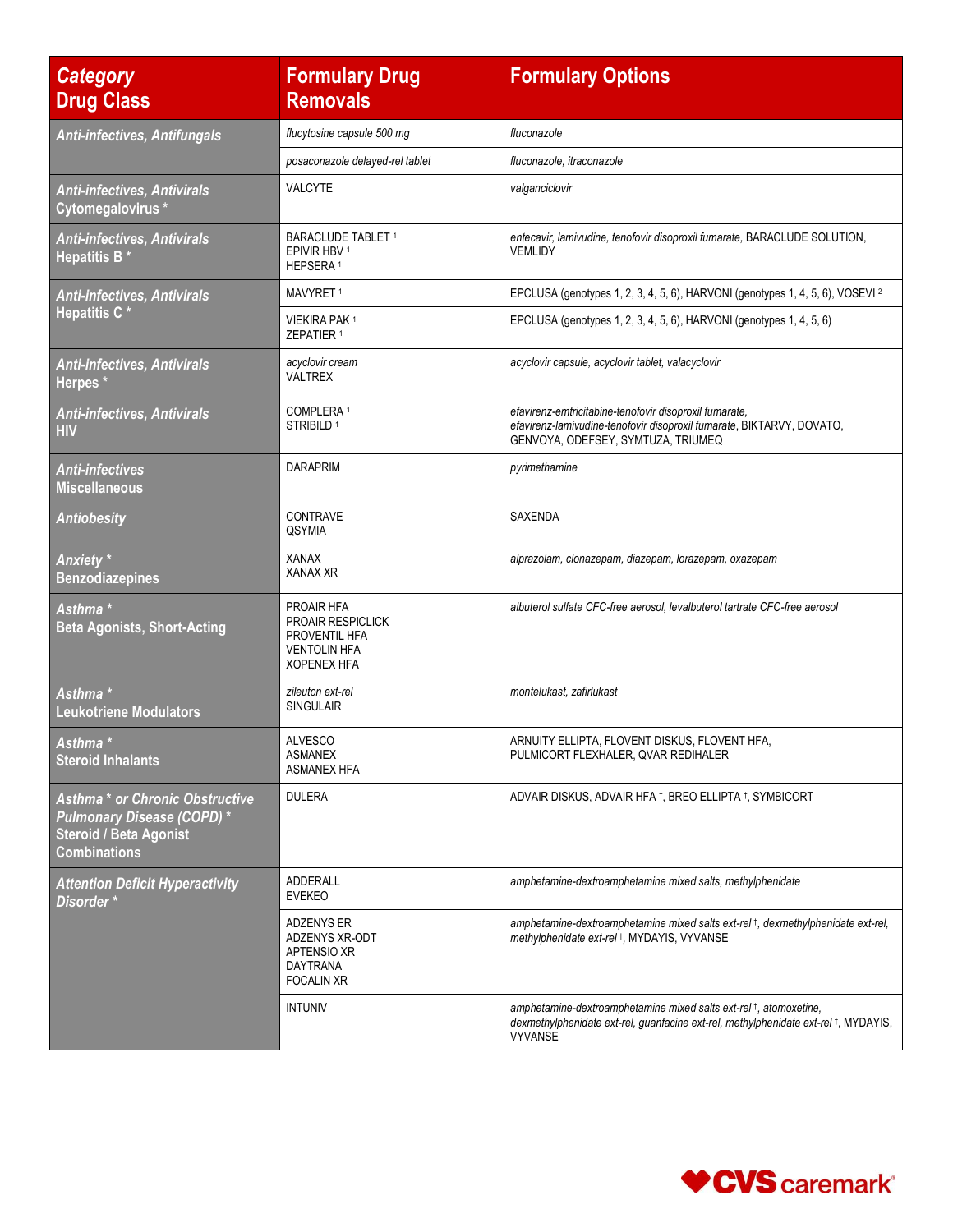| Category Drug Class | Formulary Drug Removals | Formulary Options |
|---|---|---|
| ***Anti-infectives, Antifungals*** | *flucytosine capsule 500 mg* | *fluconazole* |
| | *posaconazole delayed-rel tablet* | *fluconazole, itraconazole* |
| ***Anti-infectives, Antivirals*** **Cytomegalovirus *** | VALCYTE | *valganciclovir* |
| ***Anti-infectives, Antivirals*** **Hepatitis B *** | BARACLUDE TABLET [1]<br>EPIVIR HBV [1]<br>HEPSERA [1] | *entecavir, lamivudine, tenofovir disoproxil fumarate,* BARACLUDE SOLUTION, VEMLIDY |
| ***Anti-infectives, Antivirals*** **Hepatitis C *** | MAVYRET [1] | EPCLUSA (genotypes 1, 2, 3, 4, 5, 6), HARVONI (genotypes 1, 4, 5, 6), VOSEVI [2] |
| | VIEKIRA PAK [1]<br>ZEPATIER [1] | EPCLUSA (genotypes 1, 2, 3, 4, 5, 6), HARVONI (genotypes 1, 4, 5, 6) |
| ***Anti-infectives, Antivirals*** **Herpes *** | *acyclovir cream*<br>VALTREX | *acyclovir capsule, acyclovir tablet, valacyclovir* |
| ***Anti-infectives, Antivirals*** **HIV** | COMPLERA [1]<br>STRIBILD [1] | *efavirenz-emtricitabine-tenofovir disoproxil fumarate, efavirenz-lamivudine-tenofovir disoproxil fumarate,* BIKTARVY, DOVATO, GENVOYA, ODEFSEY, SYMTUZA, TRIUMEQ |
| ***Anti-infectives*** **Miscellaneous** | DARAPRIM | *pyrimethamine* |
| ***Antiobesity*** | CONTRAVE<br>QSYMIA | SAXENDA |
| ***Anxiety**** **Benzodiazepines** | XANAX<br>XANAX XR | *alprazolam, clonazepam, diazepam, lorazepam, oxazepam* |
| ***Asthma**** **Beta Agonists, Short-Acting** | PROAIR HFA<br>PROAIR RESPICLICK<br>PROVENTIL HFA<br>VENTOLIN HFA<br>XOPENEX HFA | *albuterol sulfate CFC-free aerosol, levalbuterol tartrate CFC-free aerosol* |
| ***Asthma**** **Leukotriene Modulators** | *zileuton ext-rel*<br>SINGULAIR | *montelukast, zafirlukast* |
| ***Asthma**** **Steroid Inhalants** | ALVESCO<br>ASMANEX<br>ASMANEX HFA | ARNUITY ELLIPTA, FLOVENT DISKUS, FLOVENT HFA, PULMICORT FLEXHALER, QVAR REDIHALER |
| ***Asthma * or Chronic Obstructive Pulmonary Disease (COPD) **** **Steroid / Beta Agonist Combinations** | DULERA | ADVAIR DISKUS, ADVAIR HFA †, BREO ELLIPTA †, SYMBICORT |
| ***Attention Deficit Hyperactivity Disorder**** | ADDERALL<br>EVEKEO | *amphetamine-dextroamphetamine mixed salts, methylphenidate* |
| | ADZENYS ER<br>ADZENYS XR-ODT<br>APTENSIO XR<br>DAYTRANA<br>FOCALIN XR | *amphetamine-dextroamphetamine mixed salts ext-rel †, dexmethylphenidate ext-rel, methylphenidate ext-rel †,* MYDAYIS, VYVANSE |
| | INTUNIV | *amphetamine-dextroamphetamine mixed salts ext-rel †, atomoxetine, dexmethylphenidate ext-rel, guanfacine ext-rel, methylphenidate ext-rel †,* MYDAYIS, VYVANSE |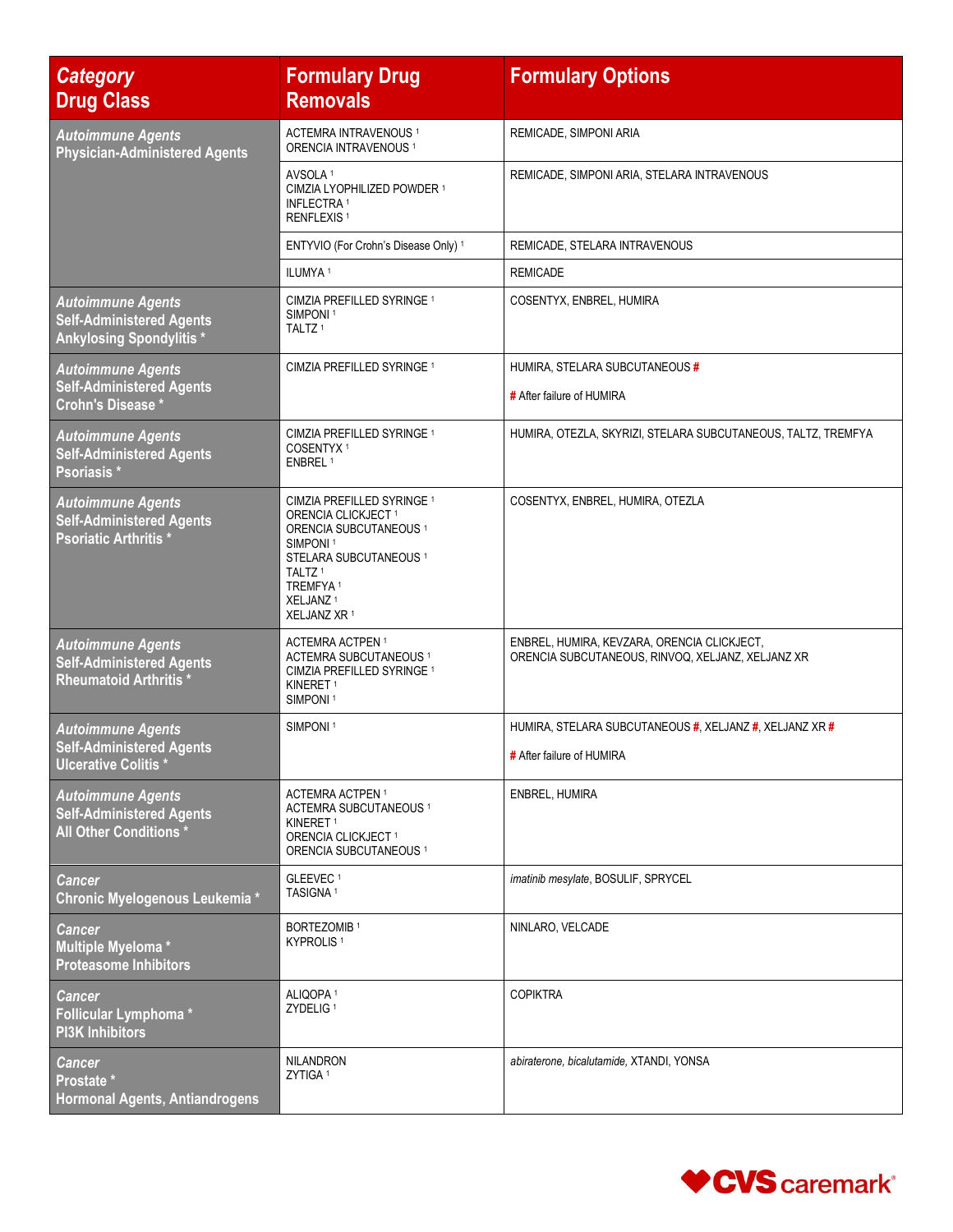| *Category*<br>Drug Class | Formulary Drug Removals | Formulary Options |
|---|---|---|
| *Autoimmune Agents*<br>Physician-Administered Agents | ACTEMRA INTRAVENOUS [1]<br>ORENCIA INTRAVENOUS [1] | REMICADE, SIMPONI ARIA |
| | AVSOLA [1]<br>CIMZIA LYOPHILIZED POWDER [1]<br>INFLECTRA [1]<br>RENFLEXIS [1] | REMICADE, SIMPONI ARIA, STELARA INTRAVENOUS |
| | ENTYVIO (For Crohn's Disease Only) [1] | REMICADE, STELARA INTRAVENOUS |
| | ILUMYA [1] | REMICADE |
| *Autoimmune Agents*<br>Self-Administered Agents<br>Ankylosing Spondylitis * | CIMZIA PREFILLED SYRINGE [1]<br>SIMPONI [1]<br>TALTZ [1] | COSENTYX, ENBREL, HUMIRA |
| *Autoimmune Agents*<br>Self-Administered Agents<br>Crohn's Disease * | CIMZIA PREFILLED SYRINGE [1] | HUMIRA, STELARA SUBCUTANEOUS #<br><br># After failure of HUMIRA |
| *Autoimmune Agents*<br>Self-Administered Agents<br>Psoriasis * | CIMZIA PREFILLED SYRINGE [1]<br>COSENTYX [1]<br>ENBREL [1] | HUMIRA, OTEZLA, SKYRIZI, STELARA SUBCUTANEOUS, TALTZ, TREMFYA |
| *Autoimmune Agents*<br>Self-Administered Agents<br>Psoriatic Arthritis * | CIMZIA PREFILLED SYRINGE [1]<br>ORENCIA CLICKJECT [1]<br>ORENCIA SUBCUTANEOUS [1]<br>SIMPONI [1]<br>STELARA SUBCUTANEOUS [1]<br>TALTZ [1]<br>TREMFYA [1]<br>XELJANZ [1]<br>XELJANZ XR [1] | COSENTYX, ENBREL, HUMIRA, OTEZLA |
| *Autoimmune Agents*<br>Self-Administered Agents<br>Rheumatoid Arthritis * | ACTEMRA ACTPEN [1]<br>ACTEMRA SUBCUTANEOUS [1]<br>CIMZIA PREFILLED SYRINGE [1]<br>KINERET [1]<br>SIMPONI [1] | ENBREL, HUMIRA, KEVZARA, ORENCIA CLICKJECT, ORENCIA SUBCUTANEOUS, RINVOQ, XELJANZ, XELJANZ XR |
| *Autoimmune Agents*<br>Self-Administered Agents<br>Ulcerative Colitis * | SIMPONI [1] | HUMIRA, STELARA SUBCUTANEOUS #, XELJANZ #, XELJANZ XR #<br><br># After failure of HUMIRA |
| *Autoimmune Agents*<br>Self-Administered Agents<br>All Other Conditions * | ACTEMRA ACTPEN [1]<br>ACTEMRA SUBCUTANEOUS [1]<br>KINERET [1]<br>ORENCIA CLICKJECT [1]<br>ORENCIA SUBCUTANEOUS [1] | ENBREL, HUMIRA |
| *Cancer*<br>Chronic Myelogenous Leukemia * | GLEEVEC [1]<br>TASIGNA [1] | *imatinib mesylate*, BOSULIF, SPRYCEL |
| *Cancer*<br>Multiple Myeloma *<br>Proteasome Inhibitors | BORTEZOMIB [1]<br>KYPROLIS [1] | NINLARO, VELCADE |
| *Cancer*<br>Follicular Lymphoma *<br>PI3K Inhibitors | ALIQOPA [1]<br>ZYDELIG [1] | COPIKTRA |
| *Cancer*<br>Prostate *<br>Hormonal Agents, Antiandrogens | NILANDRON<br>ZYTIGA [1] | *abiraterone*, *bicalutamide*, XTANDI, YONSA |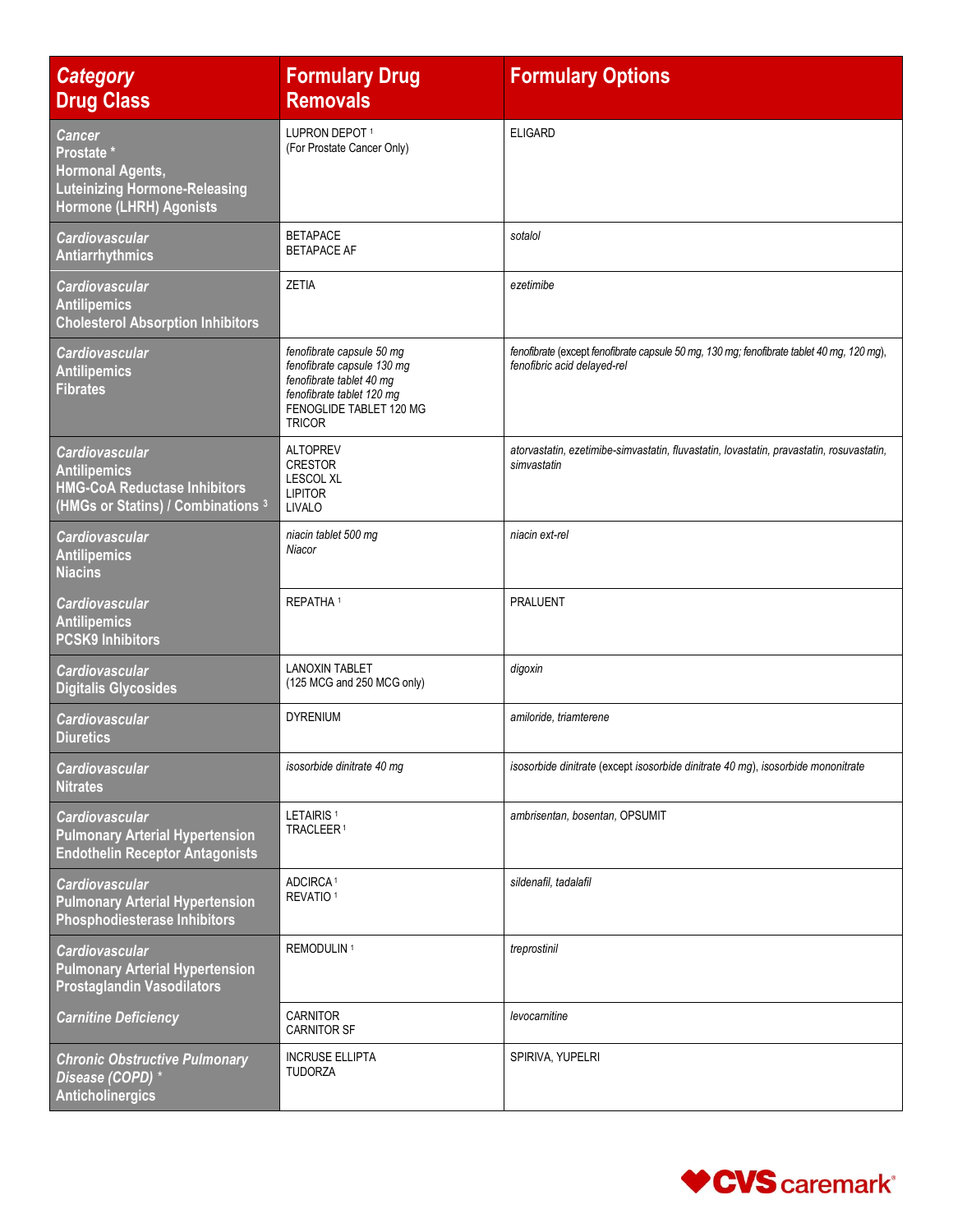| *Category* Drug Class | Formulary Drug Removals | Formulary Options |
|---|---|---|
| *Cancer* Prostate * Hormonal Agents, Luteinizing Hormone-Releasing Hormone (LHRH) Agonists | LUPRON DEPOT [1] (For Prostate Cancer Only) | ELIGARD |
| *Cardiovascular* Antiarrhythmics | BETAPACE<br>BETAPACE AF | *sotalol* |
| *Cardiovascular* Antilipemics Cholesterol Absorption Inhibitors | ZETIA | *ezetimibe* |
| *Cardiovascular* Antilipemics Fibrates | *fenofibrate capsule 50 mg*<br>*fenofibrate capsule 130 mg*<br>*fenofibrate tablet 40 mg*<br>*fenofibrate tablet 120 mg*<br>FENOGLIDE TABLET 120 MG<br>TRICOR | *fenofibrate* (except *fenofibrate capsule 50 mg, 130 mg; fenofibrate tablet 40 mg, 120 mg*), *fenofibric acid delayed-rel* |
| *Cardiovascular* Antilipemics HMG-CoA Reductase Inhibitors (HMGs or Statins) / Combinations [3] | ALTOPREV<br>CRESTOR<br>LESCOL XL<br>LIPITOR<br>LIVALO | *atorvastatin, ezetimibe-simvastatin, fluvastatin, lovastatin, pravastatin, rosuvastatin, simvastatin* |
| *Cardiovascular* Antilipemics Niacins | *niacin tablet 500 mg*<br>*Niacor* | *niacin ext-rel* |
| *Cardiovascular* Antilipemics PCSK9 Inhibitors | REPATHA [1] | PRALUENT |
| *Cardiovascular* Digitalis Glycosides | LANOXIN TABLET (125 MCG and 250 MCG only) | *digoxin* |
| *Cardiovascular* Diuretics | DYRENIUM | *amiloride, triamterene* |
| *Cardiovascular* Nitrates | *isosorbide dinitrate 40 mg* | *isosorbide dinitrate* (except *isosorbide dinitrate 40 mg*), *isosorbide mononitrate* |
| *Cardiovascular* Pulmonary Arterial Hypertension Endothelin Receptor Antagonists | LETAIRIS [1]<br>TRACLEER [1] | *ambrisentan, bosentan,* OPSUMIT |
| *Cardiovascular* Pulmonary Arterial Hypertension Phosphodiesterase Inhibitors | ADCIRCA [1]<br>REVATIO [1] | *sildenafil, tadalafil* |
| *Cardiovascular* Pulmonary Arterial Hypertension Prostaglandin Vasodilators | REMODULIN [1] | *treprostinil* |
| *Carnitine Deficiency* | CARNITOR<br>CARNITOR SF | *levocarnitine* |
| *Chronic Obstructive Pulmonary Disease (COPD)* * Anticholinergics | INCRUSE ELLIPTA<br>TUDORZA | SPIRIVA, YUPELRI |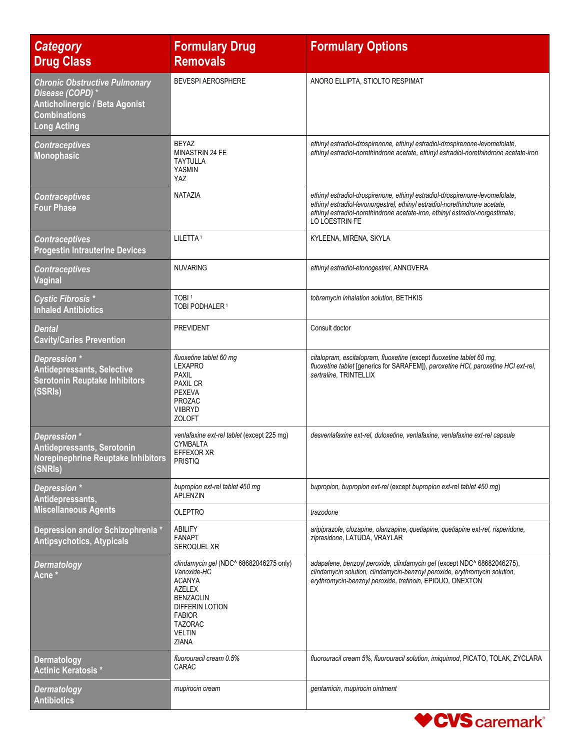| *Category* **Drug Class** | Formulary Drug Removals | Formulary Options |
|---|---|---|
| *Chronic Obstructive Pulmonary Disease (COPD)* * **Anticholinergic / Beta Agonist Combinations Long Acting** | BEVESPI AEROSPHERE | ANORO ELLIPTA, STIOLTO RESPIMAT |
| *Contraceptives* **Monophasic** | BEYAZ<br>MINASTRIN 24 FE<br>TAYTULLA<br>YASMIN<br>YAZ | *ethinyl estradiol-drospirenone, ethinyl estradiol-drospirenone-levomefolate, ethinyl estradiol-norethindrone acetate, ethinyl estradiol-norethindrone acetate-iron* |
| *Contraceptives* **Four Phase** | NATAZIA | *ethinyl estradiol-drospirenone, ethinyl estradiol-drospirenone-levomefolate, ethinyl estradiol-levonorgestrel, ethinyl estradiol-norethindrone acetate, ethinyl estradiol-norethindrone acetate-iron, ethinyl estradiol-norgestimate,* LO LOESTRIN FE |
| *Contraceptives* **Progestin Intrauterine Devices** | LILETTA [1] | KYLEENA, MIRENA, SKYLA |
| *Contraceptives* **Vaginal** | NUVARING | *ethinyl estradiol-etonogestrel,* ANNOVERA |
| *Cystic Fibrosis* * **Inhaled Antibiotics** | TOBI [1]<br>TOBI PODHALER [1] | *tobramycin inhalation solution,* BETHKIS |
| *Dental* **Cavity/Caries Prevention** | PREVIDENT | Consult doctor |
| *Depression* * **Antidepressants, Selective Serotonin Reuptake Inhibitors (SSRIs)** | *fluoxetine tablet 60 mg*<br>LEXAPRO<br>PAXIL<br>PAXIL CR<br>PEXEVA<br>PROZAC<br>VIIBRYD<br>ZOLOFT | *citalopram, escitalopram, fluoxetine* (except *fluoxetine tablet 60 mg, fluoxetine tablet* [generics for SARAFEM]), *paroxetine HCl, paroxetine HCl ext-rel, sertraline,* TRINTELLIX |
| *Depression* * **Antidepressants, Serotonin Norepinephrine Reuptake Inhibitors (SNRIs)** | *venlafaxine ext-rel tablet* (except 225 mg)<br>CYMBALTA<br>EFFEXOR XR<br>PRISTIQ | *desvenlafaxine ext-rel, duloxetine, venlafaxine, venlafaxine ext-rel capsule* |
| *Depression* * **Antidepressants, Miscellaneous Agents** | *bupropion ext-rel tablet 450 mg*<br>APLENZIN | *bupropion, bupropion ext-rel* (except *bupropion ext-rel tablet 450 mg*) |
| | OLEPTRO | *trazodone* |
| **Depression and/or Schizophrenia** * **Antipsychotics, Atypicals** | ABILIFY<br>FANAPT<br>SEROQUEL XR | *aripiprazole, clozapine, olanzapine, quetiapine, quetiapine ext-rel, risperidone, ziprasidone,* LATUDA, VRAYLAR |
| *Dermatology* **Acne** * | *clindamycin gel* (NDC^ 68682046275 only)<br>*Vanoxide-HC*<br>ACANYA<br>AZELEX<br>BENZACLIN<br>DIFFERIN LOTION<br>FABIOR<br>TAZORAC<br>VELTIN<br>ZIANA | *adapalene, benzoyl peroxide, clindamycin gel* (except NDC^ 68682046275), *clindamycin solution, clindamycin-benzoyl peroxide, erythromycin solution, erythromycin-benzoyl peroxide, tretinoin,* EPIDUO, ONEXTON |
| **Dermatology Actinic Keratosis** * | *fluorouracil cream 0.5%*<br>CARAC | *fluorouracil cream 5%, fluorouracil solution, imiquimod,* PICATO, TOLAK, ZYCLARA |
| *Dermatology* **Antibiotics** | *mupirocin cream* | *gentamicin, mupirocin ointment* |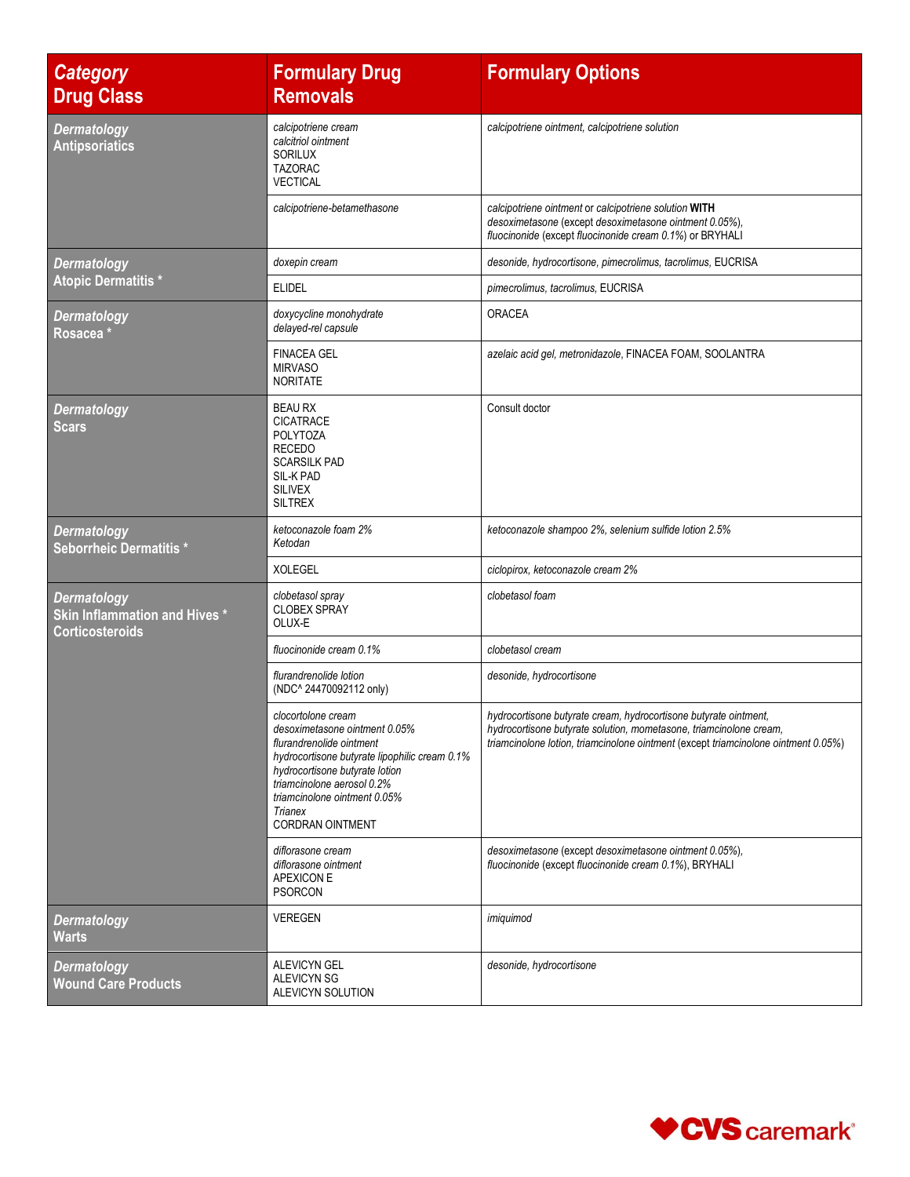| *Category* Drug Class | Formulary Drug Removals | Formulary Options |
|---|---|---|
| *Dermatology* Antipsoriatics | *calcipotriene cream*<br>*calcitriol ointment*<br>SORILUX<br>TAZORAC<br>VECTICAL | *calcipotriene ointment, calcipotriene solution* |
| | *calcipotriene-betamethasone* | *calcipotriene ointment* or *calcipotriene solution* **WITH** *desoximetasone* (except *desoximetasone ointment 0.05%*), *fluocinonide* (except *fluocinonide cream 0.1%*) or BRYHALI |
| *Dermatology* Atopic Dermatitis * | *doxepin cream* | *desonide, hydrocortisone, pimecrolimus, tacrolimus*, EUCRISA |
| | ELIDEL | *pimecrolimus, tacrolimus*, EUCRISA |
| *Dermatology* Rosacea * | *doxycycline monohydrate delayed-rel capsule* | ORACEA |
| | FINACEA GEL<br>MIRVASO<br>NORITATE | *azelaic acid gel, metronidazole*, FINACEA FOAM, SOOLANTRA |
| *Dermatology* Scars | BEAU RX<br>CICATRACE<br>POLYTOZA<br>RECEDO<br>SCARSILK PAD<br>SIL-K PAD<br>SILIVEX<br>SILTREX | Consult doctor |
| *Dermatology* Seborrheic Dermatitis * | *ketoconazole foam 2%*<br>*Ketodan* | *ketoconazole shampoo 2%, selenium sulfide lotion 2.5%* |
| | XOLEGEL | *ciclopirox, ketoconazole cream 2%* |
| *Dermatology* Skin Inflammation and Hives * Corticosteroids | *clobetasol spray*<br>CLOBEX SPRAY<br>OLUX-E | *clobetasol foam* |
| | *fluocinonide cream 0.1%* | *clobetasol cream* |
| | *flurandrenolide lotion* (NDC^ 24470092112 only) | *desonide, hydrocortisone* |
| | *clocortolone cream*<br>*desoximetasone ointment 0.05%*<br>*flurandrenolide ointment*<br>*hydrocortisone butyrate lipophilic cream 0.1%*<br>*hydrocortisone butyrate lotion*<br>*triamcinolone aerosol 0.2%*<br>*triamcinolone ointment 0.05%*<br>*Trianex*<br>CORDRAN OINTMENT | *hydrocortisone butyrate cream, hydrocortisone butyrate ointment, hydrocortisone butyrate solution, mometasone, triamcinolone cream, triamcinolone lotion, triamcinolone ointment* (except *triamcinolone ointment 0.05%*) |
| | *diflorasone cream*<br>*diflorasone ointment*<br>APEXICON E<br>PSORCON | *desoximetasone* (except *desoximetasone ointment 0.05%*), *fluocinonide* (except *fluocinonide cream 0.1%*), BRYHALI |
| *Dermatology* Warts | VEREGEN | *imiquimod* |
| *Dermatology* Wound Care Products | ALEVICYN GEL<br>ALEVICYN SG<br>ALEVICYN SOLUTION | *desonide, hydrocortisone* |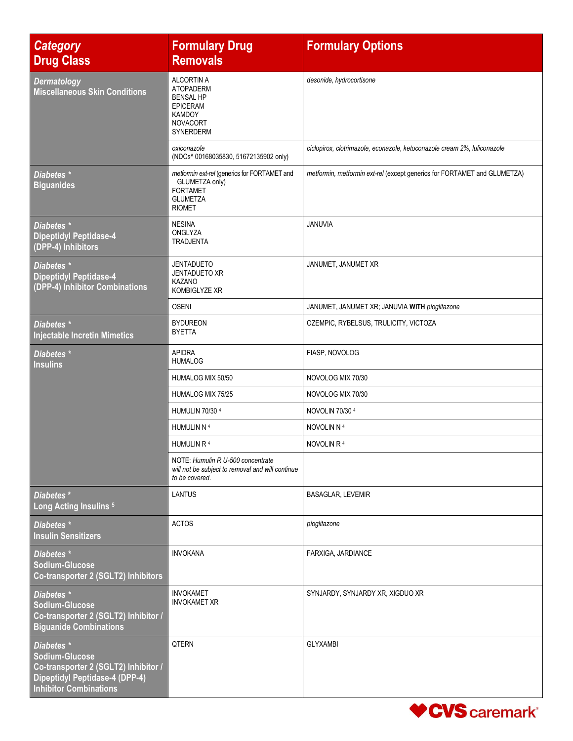| *Category* **Drug Class** | **Formulary Drug Removals** | **Formulary Options** |
|---|---|---|
| ***Dermatology*** **Miscellaneous Skin Conditions** | ALCORTIN A<br>ATOPADERM<br>BENSAL HP<br>EPICERAM<br>KAMDOY<br>NOVACORT<br>SYNERDERM | *desonide, hydrocortisone* |
| | *oxiconazole* (NDCs^ 00168035830, 51672135902 only) | *ciclopirox, clotrimazole, econazole, ketoconazole cream 2%, luliconazole* |
| ***Diabetes \**** **Biguanides** | *metformin ext-rel* (generics for FORTAMET and GLUMETZA only)<br>FORTAMET<br>GLUMETZA<br>RIOMET | *metformin, metformin ext-rel* (except generics for FORTAMET and GLUMETZA) |
| ***Diabetes \**** **Dipeptidyl Peptidase-4 (DPP-4) Inhibitors** | NESINA<br>ONGLYZA<br>TRADJENTA | JANUVIA |
| ***Diabetes \**** **Dipeptidyl Peptidase-4 (DPP-4) Inhibitor Combinations** | JENTADUETO<br>JENTADUETO XR<br>KAZANO<br>KOMBIGLYZE XR | JANUMET, JANUMET XR |
| | OSENI | JANUMET, JANUMET XR; JANUVIA **WITH** *pioglitazone* |
| ***Diabetes \**** **Injectable Incretin Mimetics** | BYDUREON<br>BYETTA | OZEMPIC, RYBELSUS, TRULICITY, VICTOZA |
| ***Diabetes \**** **Insulins** | APIDRA<br>HUMALOG | FIASP, NOVOLOG |
| | HUMALOG MIX 50/50 | NOVOLOG MIX 70/30 |
| | HUMALOG MIX 75/25 | NOVOLOG MIX 70/30 |
| | HUMULIN 70/30 [4] | NOVOLIN 70/30 [4] |
| | HUMULIN N [4] | NOVOLIN N [4] |
| | HUMULIN R [4] | NOVOLIN R [4] |
| | NOTE: *Humulin R U-500 concentrate will not be subject to removal and will continue to be covered.* | |
| ***Diabetes \**** **Long Acting Insulins [5]** | LANTUS | BASAGLAR, LEVEMIR |
| ***Diabetes \**** **Insulin Sensitizers** | ACTOS | *pioglitazone* |
| ***Diabetes \**** **Sodium-Glucose Co-transporter 2 (SGLT2) Inhibitors** | INVOKANA | FARXIGA, JARDIANCE |
| ***Diabetes \**** **Sodium-Glucose Co-transporter 2 (SGLT2) Inhibitor / Biguanide Combinations** | INVOKAMET<br>INVOKAMET XR | SYNJARDY, SYNJARDY XR, XIGDUO XR |
| ***Diabetes \**** **Sodium-Glucose Co-transporter 2 (SGLT2) Inhibitor / Dipeptidyl Peptidase-4 (DPP-4) Inhibitor Combinations** | QTERN | GLYXAMBI |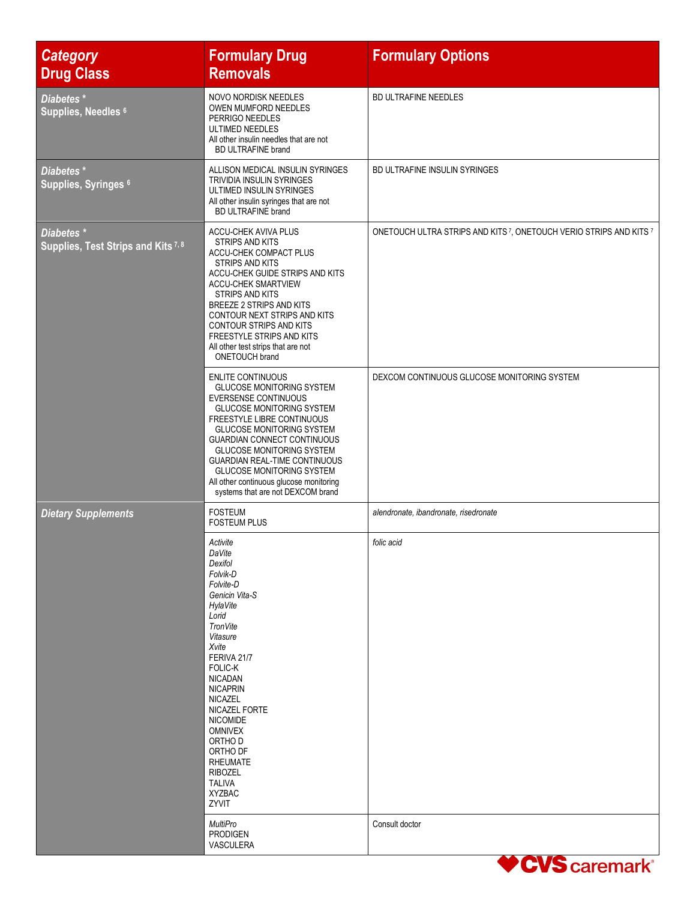| *Category* Drug Class | Formulary Drug Removals | Formulary Options |
|---|---|---|
| *Diabetes ** Supplies, Needles [6] | NOVO NORDISK NEEDLES<br>OWEN MUMFORD NEEDLES<br>PERRIGO NEEDLES<br>ULTIMED NEEDLES<br>All other insulin needles that are not BD ULTRAFINE brand | BD ULTRAFINE NEEDLES |
| *Diabetes ** Supplies, Syringes [6] | ALLISON MEDICAL INSULIN SYRINGES<br>TRIVIDIA INSULIN SYRINGES<br>ULTIMED INSULIN SYRINGES<br>All other insulin syringes that are not BD ULTRAFINE brand | BD ULTRAFINE INSULIN SYRINGES |
| *Diabetes ** Supplies, Test Strips and Kits [7, 8] | ACCU-CHEK AVIVA PLUS STRIPS AND KITS<br>ACCU-CHEK COMPACT PLUS STRIPS AND KITS<br>ACCU-CHEK GUIDE STRIPS AND KITS<br>ACCU-CHEK SMARTVIEW STRIPS AND KITS<br>BREEZE 2 STRIPS AND KITS<br>CONTOUR NEXT STRIPS AND KITS<br>CONTOUR STRIPS AND KITS<br>FREESTYLE STRIPS AND KITS<br>All other test strips that are not ONETOUCH brand | ONETOUCH ULTRA STRIPS AND KITS [7], ONETOUCH VERIO STRIPS AND KITS [7] |
| | ENLITE CONTINUOUS GLUCOSE MONITORING SYSTEM<br>EVERSENSE CONTINUOUS GLUCOSE MONITORING SYSTEM<br>FREESTYLE LIBRE CONTINUOUS GLUCOSE MONITORING SYSTEM<br>GUARDIAN CONNECT CONTINUOUS GLUCOSE MONITORING SYSTEM<br>GUARDIAN REAL-TIME CONTINUOUS GLUCOSE MONITORING SYSTEM<br>All other continuous glucose monitoring systems that are not DEXCOM brand | DEXCOM CONTINUOUS GLUCOSE MONITORING SYSTEM |
| *Dietary Supplements* | FOSTEUM<br>FOSTEUM PLUS | *alendronate, ibandronate, risedronate* |
| | *Activite*<br>*DaVite*<br>*Dexifol*<br>*Folvik-D*<br>*Folvite-D*<br>*Genicin Vita-S*<br>*HylaVite*<br>*Lorid*<br>*TronVite*<br>*Vitasure*<br>*Xvite*<br>FERIVA 21/7<br>FOLIC-K<br>NICADAN<br>NICAPRIN<br>NICAZEL<br>NICAZEL FORTE<br>NICOMIDE<br>OMNIVEX<br>ORTHO D<br>ORTHO DF<br>RHEUMATE<br>RIBOZEL<br>TALIVA<br>XYZBAC<br>ZYVIT | *folic acid* |
| | *MultiPro*<br>PRODIGEN<br>VASCULERA | Consult doctor |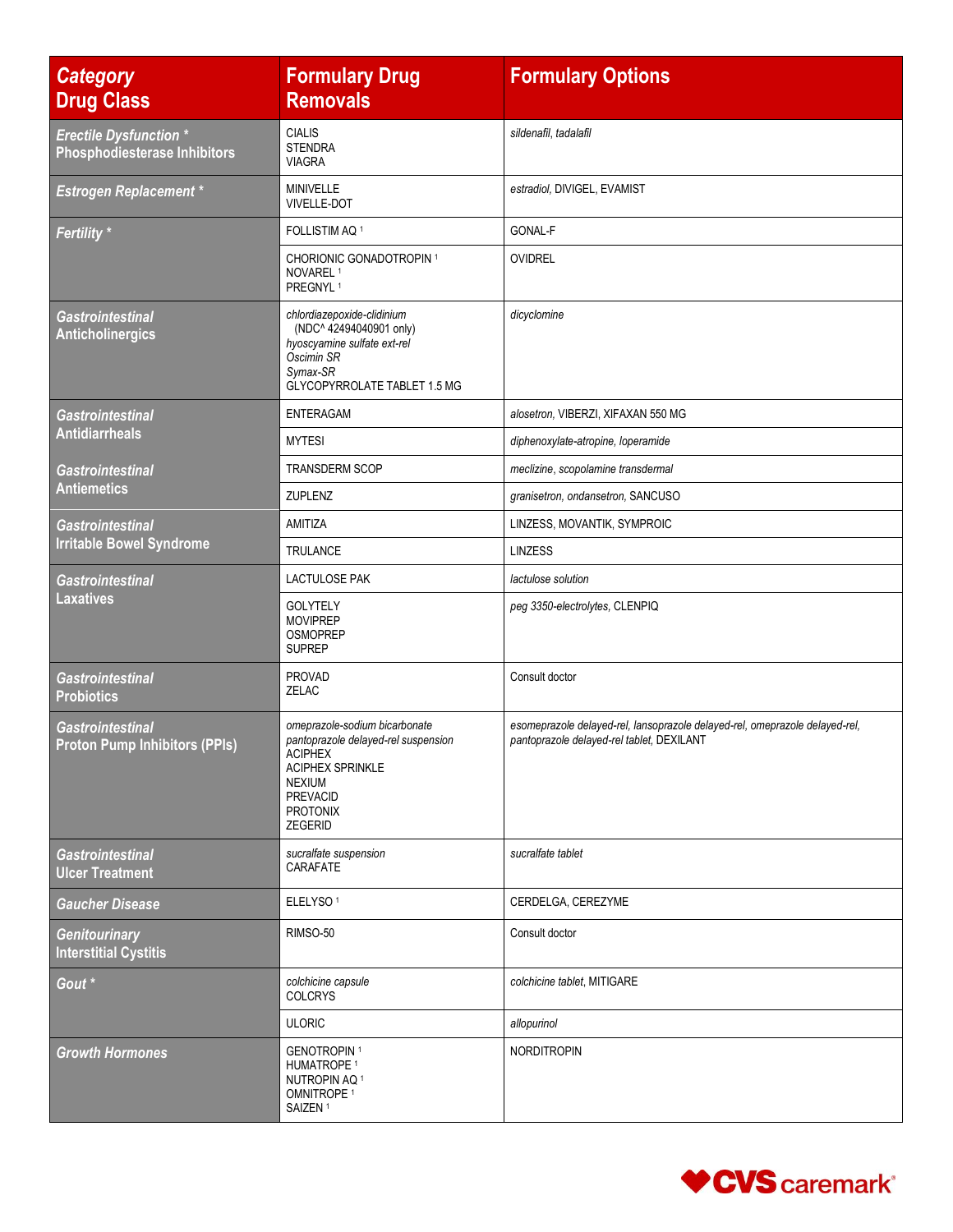| *Category* **Drug Class** | **Formulary Drug Removals** | **Formulary Options** |
|---|---|---|
| *Erectile Dysfunction ** **Phosphodiesterase Inhibitors** | CIALIS<br>STENDRA<br>VIAGRA | *sildenafil, tadalafil* |
| *Estrogen Replacement ** | MINIVELLE<br>VIVELLE-DOT | *estradiol*, DIVIGEL, EVAMIST |
| *Fertility ** | FOLLISTIM AQ [1] | GONAL-F |
| | CHORIONIC GONADOTROPIN [1]<br>NOVAREL [1]<br>PREGNYL [1] | OVIDREL |
| *Gastrointestinal* **Anticholinergics** | *chlordiazepoxide-clidinium* (NDC^ 42494040901 only)<br>*hyoscyamine sulfate ext-rel*<br>*Oscimin SR*<br>*Symax-SR*<br>GLYCOPYRROLATE TABLET 1.5 MG | *dicyclomine* |
| *Gastrointestinal* **Antidiarrheals** | ENTERAGAM | *alosetron*, VIBERZI, XIFAXAN 550 MG |
| | MYTESI | *diphenoxylate-atropine, loperamide* |
| *Gastrointestinal* **Antiemetics** | TRANSDERM SCOP | *meclizine, scopolamine transdermal* |
| | ZUPLENZ | *granisetron, ondansetron*, SANCUSO |
| *Gastrointestinal* **Irritable Bowel Syndrome** | AMITIZA | LINZESS, MOVANTIK, SYMPROIC |
| | TRULANCE | LINZESS |
| *Gastrointestinal* **Laxatives** | LACTULOSE PAK | *lactulose solution* |
| | GOLYTELY<br>MOVIPREP<br>OSMOPREP<br>SUPREP | *peg 3350-electrolytes*, CLENPIQ |
| *Gastrointestinal* **Probiotics** | PROVAD<br>ZELAC | Consult doctor |
| *Gastrointestinal* **Proton Pump Inhibitors (PPIs)** | *omeprazole-sodium bicarbonate*<br>*pantoprazole delayed-rel suspension*<br>ACIPHEX<br>ACIPHEX SPRINKLE<br>NEXIUM<br>PREVACID<br>PROTONIX<br>ZEGERID | *esomeprazole delayed-rel, lansoprazole delayed-rel, omeprazole delayed-rel, pantoprazole delayed-rel tablet*, DEXILANT |
| *Gastrointestinal* **Ulcer Treatment** | *sucralfate suspension*<br>CARAFATE | *sucralfate tablet* |
| *Gaucher Disease* | ELELYSO [1] | CERDELGA, CEREZYME |
| *Genitourinary* **Interstitial Cystitis** | RIMSO-50 | Consult doctor |
| *Gout ** | *colchicine capsule*<br>COLCRYS | *colchicine tablet*, MITIGARE |
| | ULORIC | *allopurinol* |
| *Growth Hormones* | GENOTROPIN [1]<br>HUMATROPE [1]<br>NUTROPIN AQ [1]<br>OMNITROPE [1]<br>SAIZEN [1] | NORDITROPIN |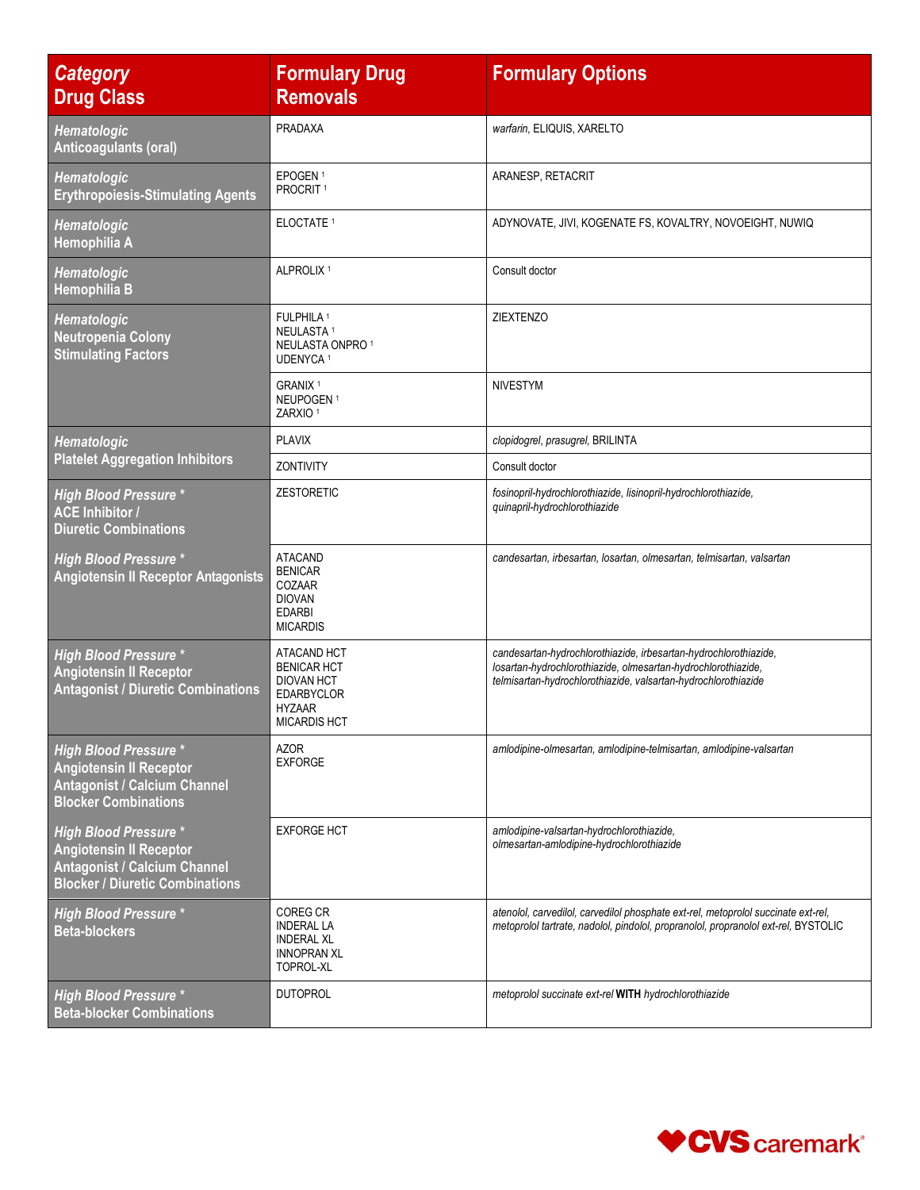| *Category* Drug Class | Formulary Drug Removals | Formulary Options |
|---|---|---|
| *Hematologic* Anticoagulants (oral) | PRADAXA | *warfarin*, ELIQUIS, XARELTO |
| *Hematologic* Erythropoiesis-Stimulating Agents | EPOGEN [1]<br>PROCRIT [1] | ARANESP, RETACRIT |
| *Hematologic* Hemophilia A | ELOCTATE [1] | ADYNOVATE, JIVI, KOGENATE FS, KOVALTRY, NOVOEIGHT, NUWIQ |
| *Hematologic* Hemophilia B | ALPROLIX [1] | Consult doctor |
| *Hematologic* Neutropenia Colony Stimulating Factors | FULPHILA [1]<br>NEULASTA [1]<br>NEULASTA ONPRO [1]<br>UDENYCA [1] | ZIEXTENZO |
| | GRANIX [1]<br>NEUPOGEN [1]<br>ZARXIO [1] | NIVESTYM |
| *Hematologic* Platelet Aggregation Inhibitors | PLAVIX | *clopidogrel*, *prasugrel*, BRILINTA |
| | ZONTIVITY | Consult doctor |
| *High Blood Pressure* * ACE Inhibitor / Diuretic Combinations | ZESTORETIC | *fosinopril-hydrochlorothiazide, lisinopril-hydrochlorothiazide, quinapril-hydrochlorothiazide* |
| *High Blood Pressure* * Angiotensin II Receptor Antagonists | ATACAND<br>BENICAR<br>COZAAR<br>DIOVAN<br>EDARBI<br>MICARDIS | *candesartan, irbesartan, losartan, olmesartan, telmisartan, valsartan* |
| *High Blood Pressure* * Angiotensin II Receptor Antagonist / Diuretic Combinations | ATACAND HCT<br>BENICAR HCT<br>DIOVAN HCT<br>EDARBYCLOR<br>HYZAAR<br>MICARDIS HCT | *candesartan-hydrochlorothiazide, irbesartan-hydrochlorothiazide, losartan-hydrochlorothiazide, olmesartan-hydrochlorothiazide, telmisartan-hydrochlorothiazide, valsartan-hydrochlorothiazide* |
| *High Blood Pressure* * Angiotensin II Receptor Antagonist / Calcium Channel Blocker Combinations | AZOR<br>EXFORGE | *amlodipine-olmesartan, amlodipine-telmisartan, amlodipine-valsartan* |
| *High Blood Pressure* * Angiotensin II Receptor Antagonist / Calcium Channel Blocker / Diuretic Combinations | EXFORGE HCT | *amlodipine-valsartan-hydrochlorothiazide, olmesartan-amlodipine-hydrochlorothiazide* |
| *High Blood Pressure* * Beta-blockers | COREG CR<br>INDERAL LA<br>INDERAL XL<br>INNOPRAN XL<br>TOPROL-XL | *atenolol, carvedilol, carvedilol phosphate ext-rel, metoprolol succinate ext-rel, metoprolol tartrate, nadolol, pindolol, propranolol, propranolol ext-rel*, BYSTOLIC |
| *High Blood Pressure* * Beta-blocker Combinations | DUTOPROL | *metoprolol succinate ext-rel* **WITH** *hydrochlorothiazide* |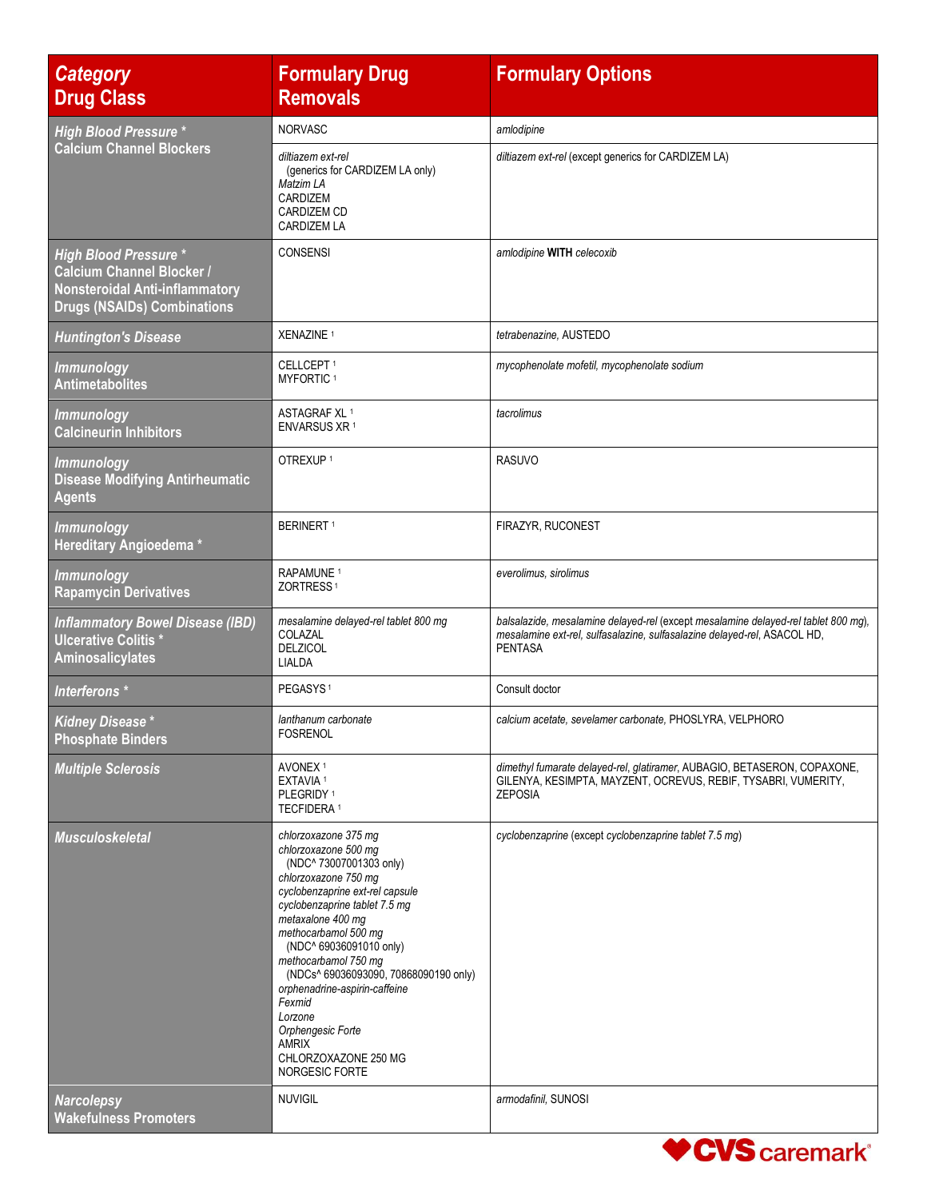| *Category* Drug Class | Formulary Drug Removals | Formulary Options |
|---|---|---|
| *High Blood Pressure ** Calcium Channel Blockers | NORVASC | *amlodipine* |
| | *diltiazem ext-rel* (generics for CARDIZEM LA only) *Matzim LA* CARDIZEM CARDIZEM CD CARDIZEM LA | *diltiazem ext-rel* (except generics for CARDIZEM LA) |
| *High Blood Pressure ** Calcium Channel Blocker / Nonsteroidal Anti-inflammatory Drugs (NSAIDs) Combinations | CONSENSI | *amlodipine* **WITH** *celecoxib* |
| *Huntington's Disease* | XENAZINE [1] | *tetrabenazine*, AUSTEDO |
| *Immunology* Antimetabolites | CELLCEPT [1] MYFORTIC [1] | *mycophenolate mofetil, mycophenolate sodium* |
| *Immunology* Calcineurin Inhibitors | ASTAGRAF XL [1] ENVARSUS XR [1] | *tacrolimus* |
| *Immunology* Disease Modifying Antirheumatic Agents | OTREXUP [1] | RASUVO |
| *Immunology* Hereditary Angioedema * | BERINERT [1] | FIRAZYR, RUCONEST |
| *Immunology* Rapamycin Derivatives | RAPAMUNE [1] ZORTRESS [1] | *everolimus, sirolimus* |
| *Inflammatory Bowel Disease (IBD)* Ulcerative Colitis * Aminosalicylates | *mesalamine delayed-rel tablet 800 mg* COLAZAL DELZICOL LIALDA | *balsalazide, mesalamine delayed-rel* (except *mesalamine delayed-rel tablet 800 mg*), *mesalamine ext-rel, sulfasalazine, sulfasalazine delayed-rel*, ASACOL HD, PENTASA |
| *Interferons ** | PEGASYS [1] | Consult doctor |
| *Kidney Disease ** Phosphate Binders | *lanthanum carbonate* FOSRENOL | *calcium acetate, sevelamer carbonate,* PHOSLYRA, VELPHORO |
| *Multiple Sclerosis* | AVONEX [1] EXTAVIA [1] PLEGRIDY [1] TECFIDERA [1] | *dimethyl fumarate delayed-rel, glatiramer,* AUBAGIO, BETASERON, COPAXONE, GILENYA, KESIMPTA, MAYZENT, OCREVUS, REBIF, TYSABRI, VUMERITY, ZEPOSIA |
| *Musculoskeletal* | *chlorzoxazone 375 mg* *chlorzoxazone 500 mg* (NDC^ 73007001303 only) *chlorzoxazone 750 mg* *cyclobenzaprine ext-rel capsule* *cyclobenzaprine tablet 7.5 mg* *metaxalone 400 mg* *methocarbamol 500 mg* (NDC^ 69036091010 only) *methocarbamol 750 mg* (NDCs^ 69036093090, 70868090190 only) *orphenadrine-aspirin-caffeine* *Fexmid* *Lorzone* *Orphengesic Forte* AMRIX CHLORZOXAZONE 250 MG NORGESIC FORTE | *cyclobenzaprine* (except *cyclobenzaprine tablet 7.5 mg*) |
| *Narcolepsy* Wakefulness Promoters | NUVIGIL | *armodafinil*, SUNOSI |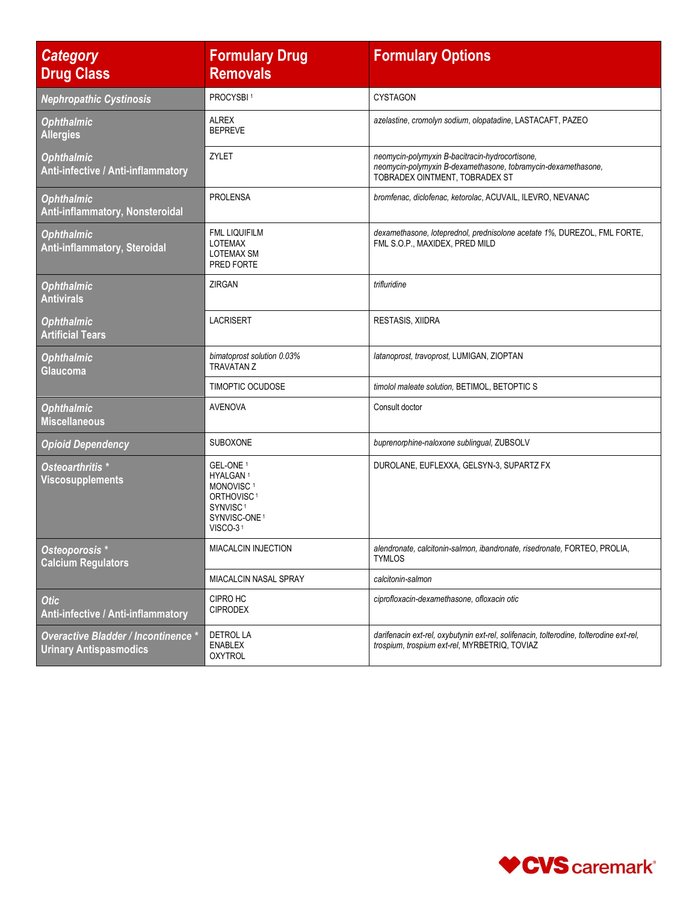| *Category* Drug Class | Formulary Drug Removals | Formulary Options |
|---|---|---|
| *Nephropathic Cystinosis* | PROCYSBI [1] | CYSTAGON |
| *Ophthalmic* Allergies | ALREX<br>BEPREVE | *azelastine*, *cromolyn sodium*, *olopatadine*, LASTACAFT, PAZEO |
| *Ophthalmic* Anti-infective / Anti-inflammatory | ZYLET | *neomycin-polymyxin B-bacitracin-hydrocortisone*, *neomycin-polymyxin B-dexamethasone*, *tobramycin-dexamethasone*, TOBRADEX OINTMENT, TOBRADEX ST |
| *Ophthalmic* Anti-inflammatory, Nonsteroidal | PROLENSA | *bromfenac*, *diclofenac*, *ketorolac*, ACUVAIL, ILEVRO, NEVANAC |
| *Ophthalmic* Anti-inflammatory, Steroidal | FML LIQUIFILM<br>LOTEMAX<br>LOTEMAX SM<br>PRED FORTE | *dexamethasone*, *loteprednol*, *prednisolone acetate 1%*, DUREZOL, FML FORTE, FML S.O.P., MAXIDEX, PRED MILD |
| *Ophthalmic* Antivirals | ZIRGAN | *trifluridine* |
| *Ophthalmic* Artificial Tears | LACRISERT | RESTASIS, XIIDRA |
| *Ophthalmic* Glaucoma | *bimatoprost solution 0.03%*<br>TRAVATAN Z | *latanoprost*, *travoprost*, LUMIGAN, ZIOPTAN |
| | TIMOPTIC OCUDOSE | *timolol maleate solution*, BETIMOL, BETOPTIC S |
| *Ophthalmic* Miscellaneous | AVENOVA | Consult doctor |
| *Opioid Dependency* | SUBOXONE | *buprenorphine-naloxone sublingual*, ZUBSOLV |
| *Osteoarthritis* * Viscosupplements | GEL-ONE [1]<br>HYALGAN [1]<br>MONOVISC [1]<br>ORTHOVISC [1]<br>SYNVISC [1]<br>SYNVISC-ONE [1]<br>VISCO-3 [1] | DUROLANE, EUFLEXXA, GELSYN-3, SUPARTZ FX |
| *Osteoporosis* * Calcium Regulators | MIACALCIN INJECTION | *alendronate*, *calcitonin-salmon*, *ibandronate*, *risedronate*, FORTEO, PROLIA, TYMLOS |
| | MIACALCIN NASAL SPRAY | *calcitonin-salmon* |
| *Otic* Anti-infective / Anti-inflammatory | CIPRO HC<br>CIPRODEX | *ciprofloxacin-dexamethasone*, *ofloxacin otic* |
| *Overactive Bladder / Incontinence* * Urinary Antispasmodics | DETROL LA<br>ENABLEX<br>OXYTROL | *darifenacin ext-rel*, *oxybutynin ext-rel*, *solifenacin*, *tolterodine*, *tolterodine ext-rel*, *trospium*, *trospium ext-rel*, MYRBETRIQ, TOVIAZ |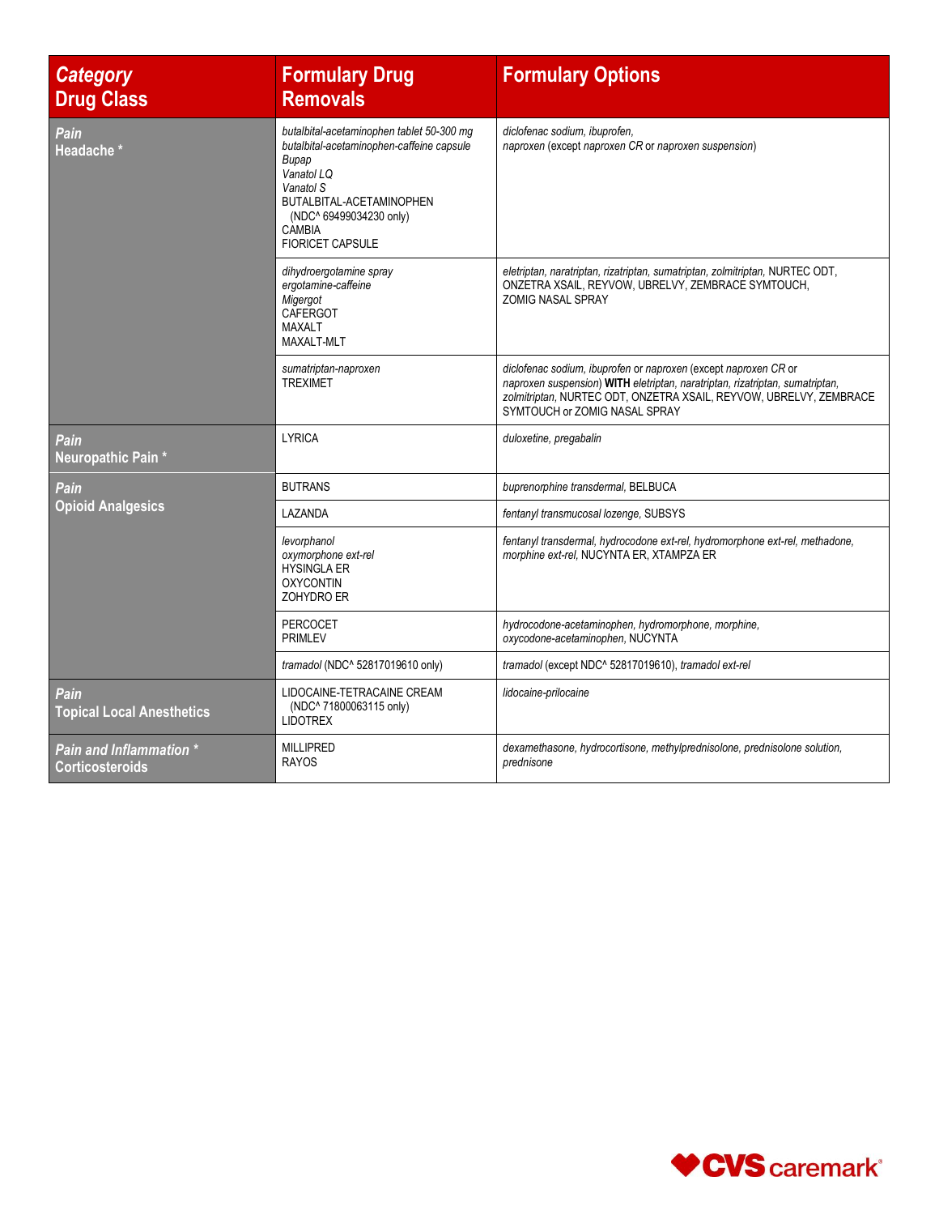| *Category* Drug Class | Formulary Drug Removals | Formulary Options |
|---|---|---|
| *Pain* Headache * | *butalbital-acetaminophen tablet 50-300 mg*<br>*butalbital-acetaminophen-caffeine capsule*<br>*Bupap*<br>*Vanatol LQ*<br>*Vanatol S*<br>BUTALBITAL-ACETAMINOPHEN (NDC^ 69499034230 only)<br>CAMBIA<br>FIORICET CAPSULE | *diclofenac sodium, ibuprofen,*<br>*naproxen* (except *naproxen CR* or *naproxen suspension*) |
| | *dihydroergotamine spray*<br>*ergotamine-caffeine*<br>*Migergot*<br>CAFERGOT<br>MAXALT<br>MAXALT-MLT | *eletriptan, naratriptan, rizatriptan, sumatriptan, zolmitriptan,* NURTEC ODT, ONZETRA XSAIL, REYVOW, UBRELVY, ZEMBRACE SYMTOUCH, ZOMIG NASAL SPRAY |
| | *sumatriptan-naproxen*<br>TREXIMET | *diclofenac sodium, ibuprofen* or *naproxen* (except *naproxen CR* or *naproxen suspension*) **WITH** *eletriptan, naratriptan, rizatriptan, sumatriptan, zolmitriptan,* NURTEC ODT, ONZETRA XSAIL, REYVOW, UBRELVY, ZEMBRACE SYMTOUCH or ZOMIG NASAL SPRAY |
| *Pain* Neuropathic Pain * | LYRICA | *duloxetine, pregabalin* |
| *Pain* Opioid Analgesics | BUTRANS | *buprenorphine transdermal,* BELBUCA |
| | LAZANDA | *fentanyl transmucosal lozenge,* SUBSYS |
| | *levorphanol*<br>*oxymorphone ext-rel*<br>HYSINGLA ER<br>OXYCONTIN<br>ZOHYDRO ER | *fentanyl transdermal, hydrocodone ext-rel, hydromorphone ext-rel, methadone, morphine ext-rel,* NUCYNTA ER, XTAMPZA ER |
| | PERCOCET<br>PRIMLEV | *hydrocodone-acetaminophen, hydromorphone, morphine, oxycodone-acetaminophen,* NUCYNTA |
| | *tramadol* (NDC^ 52817019610 only) | *tramadol* (except NDC^ 52817019610), *tramadol ext-rel* |
| *Pain* Topical Local Anesthetics | LIDOCAINE-TETRACAINE CREAM (NDC^ 71800063115 only)<br>LIDOTREX | *lidocaine-prilocaine* |
| *Pain and Inflammation ** Corticosteroids | MILLIPRED<br>RAYOS | *dexamethasone, hydrocortisone, methylprednisolone, prednisolone solution, prednisone* |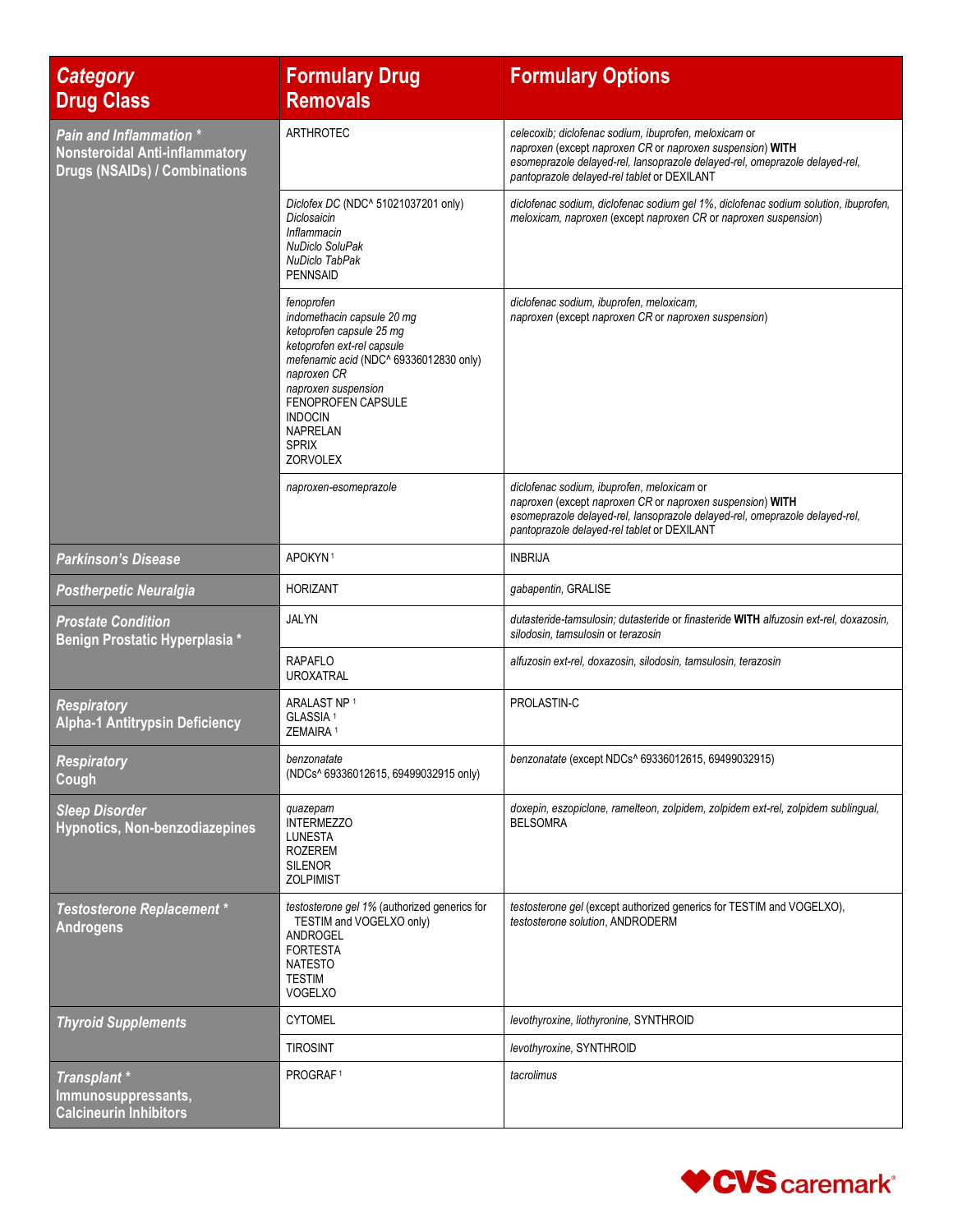| *Category* **Drug Class** | **Formulary Drug Removals** | **Formulary Options** |
|---|---|---|
| ***Pain and Inflammation **** **Nonsteroidal Anti-inflammatory Drugs (NSAIDs) / Combinations** | ARTHROTEC | *celecoxib; diclofenac sodium, ibuprofen, meloxicam* or *naproxen* (except *naproxen CR* or *naproxen suspension*) **WITH** *esomeprazole delayed-rel, lansoprazole delayed-rel, omeprazole delayed-rel, pantoprazole delayed-rel tablet* or DEXILANT |
| | *Diclofex DC* (NDC^ 51021037201 only) *Diclosaicin* *Inflammacin* *NuDiclo SoluPak* *NuDiclo TabPak* PENNSAID | *diclofenac sodium, diclofenac sodium gel 1%, diclofenac sodium solution, ibuprofen, meloxicam, naproxen* (except *naproxen CR* or *naproxen suspension*) |
| | *fenoprofen* *indomethacin capsule 20 mg* *ketoprofen capsule 25 mg* *ketoprofen ext-rel capsule* *mefenamic acid* (NDC^ 69336012830 only) *naproxen CR* *naproxen suspension* FENOPROFEN CAPSULE INDOCIN NAPRELAN SPRIX ZORVOLEX | *diclofenac sodium, ibuprofen, meloxicam, naproxen* (except *naproxen CR* or *naproxen suspension*) |
| | *naproxen-esomeprazole* | *diclofenac sodium, ibuprofen, meloxicam* or *naproxen* (except *naproxen CR* or *naproxen suspension*) **WITH** *esomeprazole delayed-rel, lansoprazole delayed-rel, omeprazole delayed-rel, pantoprazole delayed-rel tablet* or DEXILANT |
| ***Parkinson's Disease*** | APOKYN [1] | INBRIJA |
| ***Postherpetic Neuralgia*** | HORIZANT | *gabapentin*, GRALISE |
| ***Prostate Condition*** **Benign Prostatic Hyperplasia *** | JALYN | *dutasteride-tamsulosin; dutasteride* or *finasteride* **WITH** *alfuzosin ext-rel, doxazosin, silodosin, tamsulosin* or *terazosin* |
| | RAPAFLO UROXATRAL | *alfuzosin ext-rel, doxazosin, silodosin, tamsulosin, terazosin* |
| ***Respiratory*** **Alpha-1 Antitrypsin Deficiency** | ARALAST NP [1] GLASSIA [1] ZEMAIRA [1] | PROLASTIN-C |
| ***Respiratory*** **Cough** | *benzonatate* (NDCs^ 69336012615, 69499032915 only) | *benzonatate* (except NDCs^ 69336012615, 69499032915) |
| ***Sleep Disorder*** **Hypnotics, Non-benzodiazepines** | *quazepam* INTERMEZZO LUNESTA ROZEREM SILENOR ZOLPIMIST | *doxepin, eszopiclone, ramelteon, zolpidem, zolpidem ext-rel, zolpidem sublingual*, BELSOMRA |
| ***Testosterone Replacement **** **Androgens** | *testosterone gel 1%* (authorized generics for TESTIM and VOGELXO only) ANDROGEL FORTESTA NATESTO TESTIM VOGELXO | *testosterone gel* (except authorized generics for TESTIM and VOGELXO), *testosterone solution*, ANDRODERM |
| ***Thyroid Supplements*** | CYTOMEL | *levothyroxine, liothyronine*, SYNTHROID |
| | TIROSINT | *levothyroxine*, SYNTHROID |
| ***Transplant **** **Immunosuppressants, Calcineurin Inhibitors** | PROGRAF [1] | *tacrolimus* |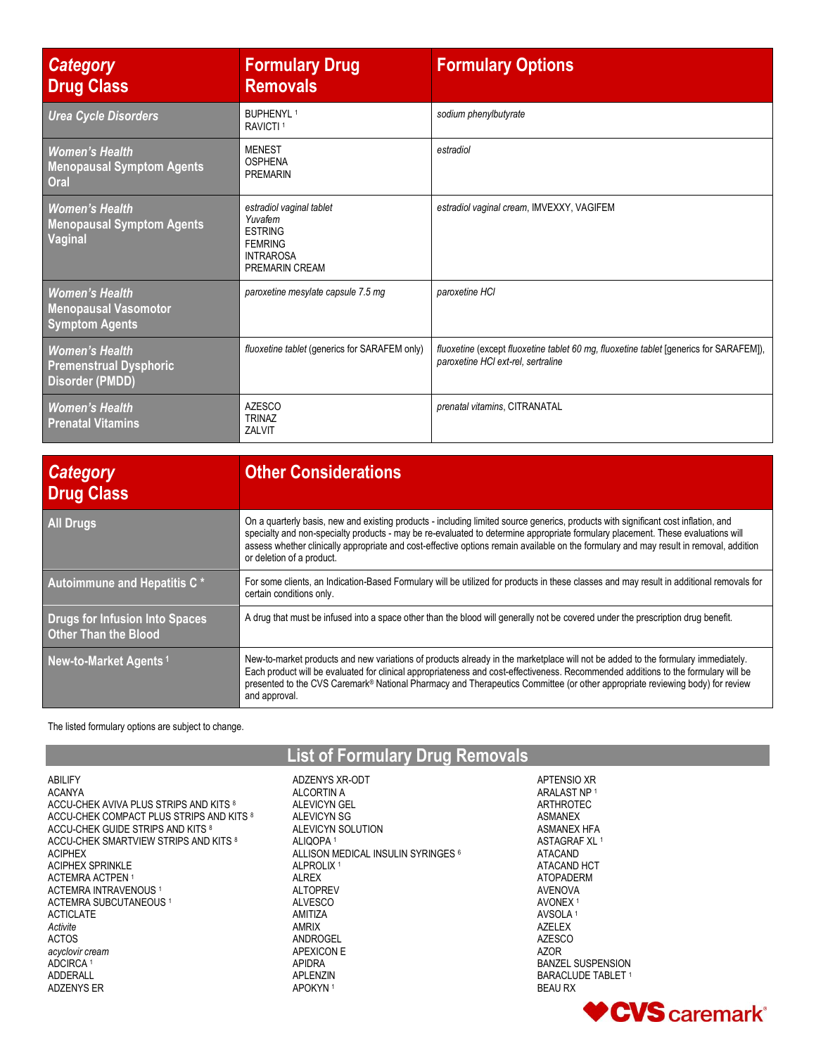| *Category* Drug Class | Formulary Drug Removals | Formulary Options |
|---|---|---|
| *Urea Cycle Disorders* | BUPHENYL [1]<br>RAVICTI [1] | *sodium phenylbutyrate* |
| *Women's Health* Menopausal Symptom Agents Oral | MENEST<br>OSPHENA<br>PREMARIN | *estradiol* |
| *Women's Health* Menopausal Symptom Agents Vaginal | *estradiol vaginal tablet*<br>*Yuvafem*<br>ESTRING<br>FEMRING<br>INTRAROSA<br>PREMARIN CREAM | *estradiol vaginal cream*, IMVEXXY, VAGIFEM |
| *Women's Health* Menopausal Vasomotor Symptom Agents | *paroxetine mesylate capsule 7.5 mg* | *paroxetine HCl* |
| *Women's Health* Premenstrual Dysphoric Disorder (PMDD) | *fluoxetine tablet* (generics for SARAFEM only) | *fluoxetine* (except *fluoxetine tablet 60 mg, fluoxetine tablet* [generics for SARAFEM]), *paroxetine HCl ext-rel, sertraline* |
| *Women's Health* Prenatal Vitamins | AZESCO<br>TRINAZ<br>ZALVIT | *prenatal vitamins*, CITRANATAL |

| *Category* Drug Class | Other Considerations |
|---|---|
| All Drugs | On a quarterly basis, new and existing products - including limited source generics, products with significant cost inflation, and specialty and non-specialty products - may be re-evaluated to determine appropriate formulary placement. These evaluations will assess whether clinically appropriate and cost-effective options remain available on the formulary and may result in removal, addition or deletion of a product. |
| Autoimmune and Hepatitis C * | For some clients, an Indication-Based Formulary will be utilized for products in these classes and may result in additional removals for certain conditions only. |
| Drugs for Infusion Into Spaces Other Than the Blood | A drug that must be infused into a space other than the blood will generally not be covered under the prescription drug benefit. |
| New-to-Market Agents [1] | New-to-market products and new variations of products already in the marketplace will not be added to the formulary immediately. Each product will be evaluated for clinical appropriateness and cost-effectiveness. Recommended additions to the formulary will be presented to the CVS Caremark® National Pharmacy and Therapeutics Committee (or other appropriate reviewing body) for review and approval. |

The listed formulary options are subject to change.

## List of Formulary Drug Removals

ABILIFY
ACANYA
ACCU-CHEK AVIVA PLUS STRIPS AND KITS [8]
ACCU-CHEK COMPACT PLUS STRIPS AND KITS [8]
ACCU-CHEK GUIDE STRIPS AND KITS [8]
ACCU-CHEK SMARTVIEW STRIPS AND KITS [8]
ACIPHEX
ACIPHEX SPRINKLE
ACTEMRA ACTPEN [1]
ACTEMRA INTRAVENOUS [1]
ACTEMRA SUBCUTANEOUS [1]
ACTICLATE
*Activite*
ACTOS
*acyclovir cream*
ADCIRCA [1]
ADDERALL
ADZENYS ER
ADZENYS XR-ODT
ALCORTIN A
ALEVICYN GEL
ALEVICYN SG
ALEVICYN SOLUTION
ALIQOPA [1]
ALLISON MEDICAL INSULIN SYRINGES [6]
ALPROLIX [1]
ALREX
ALTOPREV
ALVESCO
AMITIZA
AMRIX
ANDROGEL
APEXICON E
APIDRA
APLENZIN
APOKYN [1]
APTENSIO XR
ARALAST NP [1]
ARTHROTEC
ASMANEX
ASMANEX HFA
ASTAGRAF XL [1]
ATACAND
ATACAND HCT
ATOPADERM
AVENOVA
AVONEX [1]
AVSOLA [1]
AZELEX
AZESCO
AZOR
BANZEL SUSPENSION
BARACLUDE TABLET [1]
BEAU RX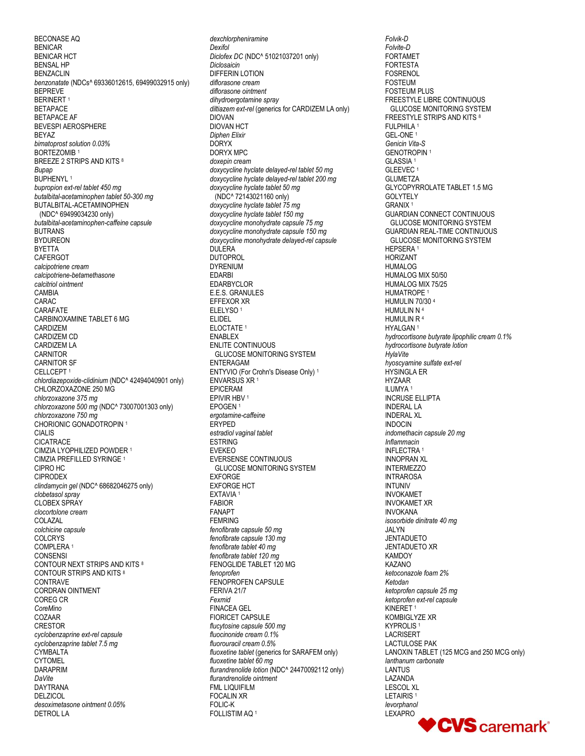BECONASE AQ
BENICAR
BENICAR HCT
BENSAL HP
BENZACLIN
*benzonatate* (NDCs^ 69336012615, 69499032915 only)
BEPREVE
BERINERT [1]
BETAPACE
BETAPACE AF
BEVESPI AEROSPHERE
BEYAZ
*bimatoprost solution 0.03%*
BORTEZOMIB [1]
BREEZE 2 STRIPS AND KITS [8]
*Bupap*
BUPHENYL [1]
*bupropion ext-rel tablet 450 mg*
*butalbital-acetaminophen tablet 50-300 mg*
BUTALBITAL-ACETAMINOPHEN (NDC^ 69499034230 only)
*butalbital-acetaminophen-caffeine capsule*
BUTRANS
BYDUREON
BYETTA
CAFERGOT
*calcipotriene cream*
*calcipotriene-betamethasone*
*calcitriol ointment*
CAMBIA
CARAC
CARAFATE
CARBINOXAMINE TABLET 6 MG
CARDIZEM
CARDIZEM CD
CARDIZEM LA
CARNITOR
CARNITOR SF
CELLCEPT [1]
*chlordiazepoxide-clidinium* (NDC^ 42494040901 only)
CHLORZOXAZONE 250 MG
*chlorzoxazone 375 mg*
*chlorzoxazone 500 mg* (NDC^ 73007001303 only)
*chlorzoxazone 750 mg*
CHORIONIC GONADOTROPIN [1]
CIALIS
CICATRACE
CIMZIA LYOPHILIZED POWDER [1]
CIMZIA PREFILLED SYRINGE [1]
CIPRO HC
CIPRODEX
*clindamycin gel* (NDC^ 68682046275 only)
*clobetasol spray*
CLOBEX SPRAY
*clocortolone cream*
COLAZAL
*colchicine capsule*
COLCRYS
COMPLERA [1]
CONSENSI
CONTOUR NEXT STRIPS AND KITS [8]
CONTOUR STRIPS AND KITS [8]
CONTRAVE
CORDRAN OINTMENT
COREG CR
*CoreMino*
COZAAR
CRESTOR
*cyclobenzaprine ext-rel capsule*
*cyclobenzaprine tablet 7.5 mg*
CYMBALTA
CYTOMEL
DARAPRIM
*DaVite*
DAYTRANA
DELZICOL
*desoximetasone ointment 0.05%*
DETROL LA
*dexchlorpheniramine*
*Dexifol*
*Diclofex DC* (NDC^ 51021037201 only)
*Diclosaicin*
DIFFERIN LOTION
*diflorasone cream*
*diflorasone ointment*
*dihydroergotamine spray*
*diltiazem ext-rel* (generics for CARDIZEM LA only)
DIOVAN
DIOVAN HCT
*Diphen Elixir*
DORYX
DORYX MPC
*doxepin cream*
*doxycycline hyclate delayed-rel tablet 50 mg*
*doxycycline hyclate delayed-rel tablet 200 mg*
*doxycycline hyclate tablet 50 mg* (NDC^ 72143021160 only)
*doxycycline hyclate tablet 75 mg*
*doxycycline hyclate tablet 150 mg*
*doxycycline monohydrate capsule 75 mg*
*doxycycline monohydrate capsule 150 mg*
*doxycycline monohydrate delayed-rel capsule*
DULERA
DUTOPROL
DYRENIUM
EDARBI
EDARBYCLOR
E.E.S. GRANULES
EFFEXOR XR
ELELYSO [1]
ELIDEL
ELOCTATE [1]
ENABLEX
ENLITE CONTINUOUS GLUCOSE MONITORING SYSTEM
ENTERAGAM
ENTYVIO (For Crohn's Disease Only) [1]
ENVARSUS XR [1]
EPICERAM
EPIVIR HBV [1]
EPOGEN [1]
*ergotamine-caffeine*
ERYPED
*estradiol vaginal tablet*
ESTRING
EVEKEO
EVERSENSE CONTINUOUS GLUCOSE MONITORING SYSTEM
EXFORGE
EXFORGE HCT
EXTAVIA [1]
FABIOR
FANAPT
FEMRING
*fenofibrate capsule 50 mg*
*fenofibrate capsule 130 mg*
*fenofibrate tablet 40 mg*
*fenofibrate tablet 120 mg*
FENOGLIDE TABLET 120 MG
*fenoprofen*
FENOPROFEN CAPSULE
FERIVA 21/7
*Fexmid*
FINACEA GEL
FIORICET CAPSULE
*flucytosine capsule 500 mg*
*fluocinonide cream 0.1%*
*fluorouracil cream 0.5%*
*fluoxetine tablet* (generics for SARAFEM only)
*fluoxetine tablet 60 mg*
*flurandrenolide lotion* (NDC^ 24470092112 only)
*flurandrenolide ointment*
FML LIQUIFILM
FOCALIN XR
FOLIC-K
FOLLISTIM AQ [1]
*Folvik-D*
*Folvite-D*
FORTAMET
FORTESTA
FOSRENOL
FOSTEUM
FOSTEUM PLUS
FREESTYLE LIBRE CONTINUOUS GLUCOSE MONITORING SYSTEM
FREESTYLE STRIPS AND KITS [8]
FULPHILA [1]
GEL-ONE [1]
*Genicin Vita-S*
GENOTROPIN [1]
GLASSIA [1]
GLEEVEC [1]
GLUMETZA
GLYCOPYRROLATE TABLET 1.5 MG
GOLYTELY
GRANIX [1]
GUARDIAN CONNECT CONTINUOUS GLUCOSE MONITORING SYSTEM
GUARDIAN REAL-TIME CONTINUOUS GLUCOSE MONITORING SYSTEM
HEPSERA [1]
HORIZANT
HUMALOG
HUMALOG MIX 50/50
HUMALOG MIX 75/25
HUMATROPE [1]
HUMULIN 70/30 [4]
HUMULIN N [4]
HUMULIN R [4]
HYALGAN [1]
*hydrocortisone butyrate lipophilic cream 0.1%*
*hydrocortisone butyrate lotion*
*HylaVite*
*hyoscyamine sulfate ext-rel*
HYSINGLA ER
HYZAAR
ILUMYA [1]
INCRUSE ELLIPTA
INDERAL LA
INDERAL XL
INDOCIN
*indomethacin capsule 20 mg*
*Inflammacin*
INFLECTRA [1]
INNOPRAN XL
INTERMEZZO
INTRAROSA
INTUNIV
INVOKAMET
INVOKAMET XR
INVOKANA
*isosorbide dinitrate 40 mg*
JALYN
JENTADUETO
JENTADUETO XR
KAMDOY
KAZANO
*ketoconazole foam 2%*
*Ketodan*
*ketoprofen capsule 25 mg*
*ketoprofen ext-rel capsule*
KINERET [1]
KOMBIGLYZE XR
KYPROLIS [1]
LACRISERT
LACTULOSE PAK
LANOXIN TABLET (125 MCG and 250 MCG only)
*lanthanum carbonate*
LANTUS
LAZANDA
LESCOL XL
LETAIRIS [1]
*levorphanol*
LEXAPRO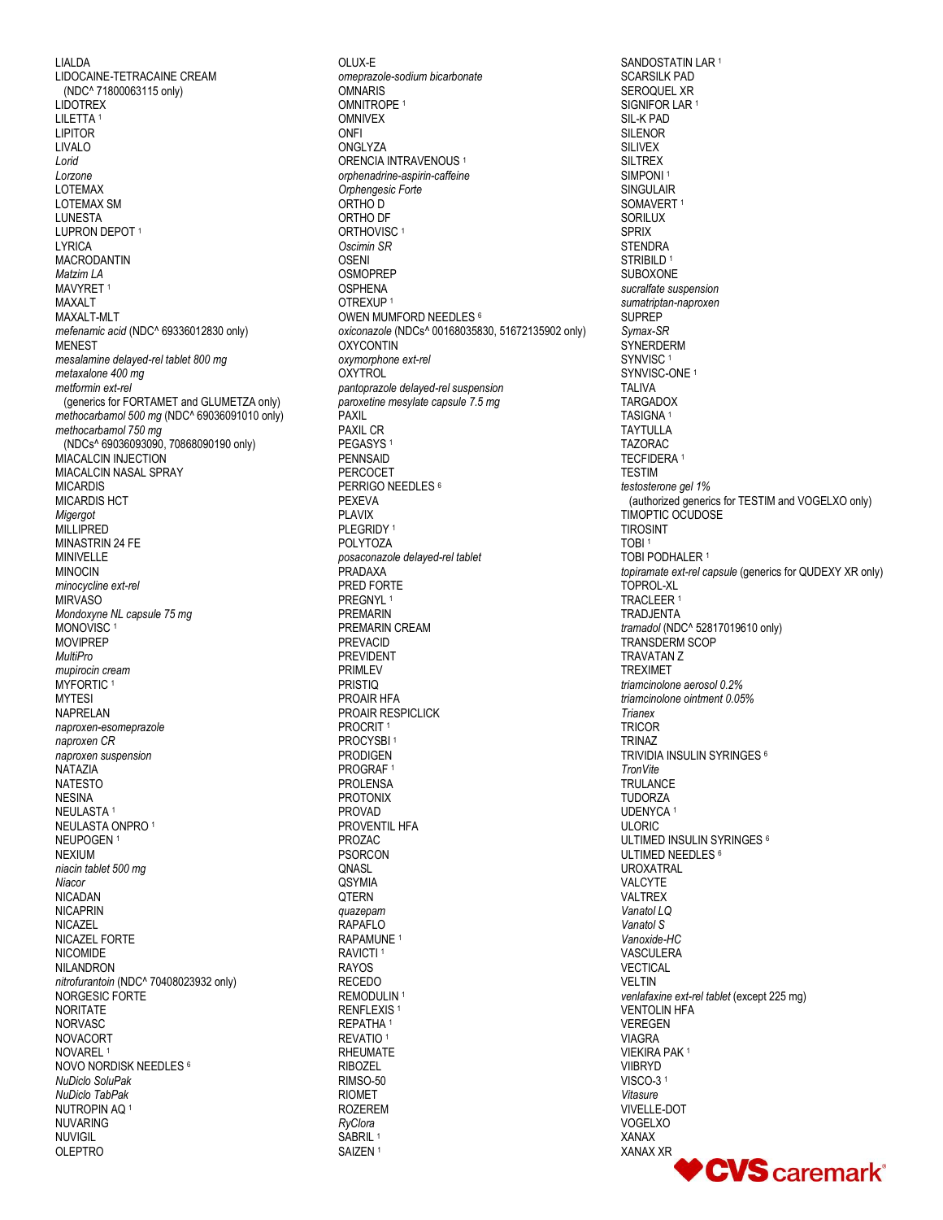LIALDA
LIDOCAINE-TETRACAINE CREAM
(NDC^ 71800063115 only)
LIDOTREX
LILETTA [1]
LIPITOR
LIVALO
*Lorid*
*Lorzone*
LOTEMAX
LOTEMAX SM
LUNESTA
LUPRON DEPOT [1]
LYRICA
MACRODANTIN
*Matzim LA*
MAVYRET [1]
MAXALT
MAXALT-MLT
*mefenamic acid* (NDC^ 69336012830 only)
MENEST
*mesalamine delayed-rel tablet 800 mg*
*metaxalone 400 mg*
*metformin ext-rel*
(generics for FORTAMET and GLUMETZA only)
*methocarbamol 500 mg* (NDC^ 69036091010 only)
*methocarbamol 750 mg*
(NDCs^ 69036093090, 70868090190 only)
MIACALCIN INJECTION
MIACALCIN NASAL SPRAY
MICARDIS
MICARDIS HCT
*Migergot*
MILLIPRED
MINASTRIN 24 FE
MINIVELLE
MINOCIN
*minocycline ext-rel*
MIRVASO
*Mondoxyne NL capsule 75 mg*
MONOVISC [1]
MOVIPREP
*MultiPro*
*mupirocin cream*
MYFORTIC [1]
MYTESI
NAPRELAN
*naproxen-esomeprazole*
*naproxen CR*
*naproxen suspension*
NATAZIA
NATESTO
NESINA
NEULASTA [1]
NEULASTA ONPRO [1]
NEUPOGEN [1]
NEXIUM
*niacin tablet 500 mg*
*Niacor*
NICADAN
NICAPRIN
NICAZEL
NICAZEL FORTE
NICOMIDE
NILANDRON
*nitrofurantoin* (NDC^ 70408023932 only)
NORGESIC FORTE
NORITATE
NORVASC
NOVACORT
NOVAREL [1]
NOVO NORDISK NEEDLES [6]
*NuDiclo SoluPak*
*NuDiclo TabPak*
NUTROPIN AQ [1]
NUVARING
NUVIGIL
OLEPTRO
OLUX-E
*omeprazole-sodium bicarbonate*
OMNARIS
OMNITROPE [1]
OMNIVEX
ONFI
ONGLYZA
ORENCIA INTRAVENOUS [1]
*orphenadrine-aspirin-caffeine*
*Orphengesic Forte*
ORTHO D
ORTHO DF
ORTHOVISC [1]
*Oscimin SR*
OSENI
OSMOPREP
OSPHENA
OTREXUP [1]
OWEN MUMFORD NEEDLES [6]
*oxiconazole* (NDCs^ 00168035830, 51672135902 only)
OXYCONTIN
*oxymorphone ext-rel*
OXYTROL
*pantoprazole delayed-rel suspension*
*paroxetine mesylate capsule 7.5 mg*
PAXIL
PAXIL CR
PEGASYS [1]
PENNSAID
PERCOCET
PERRIGO NEEDLES [6]
PEXEVA
PLAVIX
PLEGRIDY [1]
POLYTOZA
*posaconazole delayed-rel tablet*
PRADAXA
PRED FORTE
PREGNYL [1]
PREMARIN
PREMARIN CREAM
PREVACID
PREVIDENT
PRIMLEV
PRISTIQ
PROAIR HFA
PROAIR RESPICLICK
PROCRIT [1]
PROCYSBI [1]
PRODIGEN
PROGRAF [1]
PROLENSA
PROTONIX
PROVAD
PROVENTIL HFA
PROZAC
PSORCON
QNASL
QSYMIA
QTERN
*quazepam*
RAPAFLO
RAPAMUNE [1]
RAVICTI [1]
RAYOS
RECEDO
REMODULIN [1]
RENFLEXIS [1]
REPATHA [1]
REVATIO [1]
RHEUMATE
RIBOZEL
RIMSO-50
RIOMET
ROZEREM
*RyClora*
SABRIL [1]
SAIZEN [1]
SANDOSTATIN LAR [1]
SCARSILK PAD
SEROQUEL XR
SIGNIFOR LAR [1]
SIL-K PAD
SILENOR
SILIVEX
SILTREX
SIMPONI [1]
SINGULAIR
SOMAVERT [1]
SORILUX
SPRIX
STENDRA
STRIBILD [1]
SUBOXONE
*sucralfate suspension*
*sumatriptan-naproxen*
SUPREP
*Symax-SR*
SYNERDERM
SYNVISC [1]
SYNVISC-ONE [1]
TALIVA
TARGADOX
TASIGNA [1]
TAYTULLA
TAZORAC
TECFIDERA [1]
TESTIM
*testosterone gel 1%*
(authorized generics for TESTIM and VOGELXO only)
TIMOPTIC OCUDOSE
TIROSINT
TOBI [1]
TOBI PODHALER [1]
*topiramate ext-rel capsule* (generics for QUDEXY XR only)
TOPROL-XL
TRACLEER [1]
TRADJENTA
*tramadol* (NDC^ 52817019610 only)
TRANSDERM SCOP
TRAVATAN Z
TREXIMET
*triamcinolone aerosol 0.2%*
*triamcinolone ointment 0.05%*
*Trianex*
TRICOR
TRINAZ
TRIVIDIA INSULIN SYRINGES [6]
*TronVite*
TRULANCE
TUDORZA
UDENYCA [1]
ULORIC
ULTIMED INSULIN SYRINGES [6]
ULTIMED NEEDLES [6]
UROXATRAL
VALCYTE
VALTREX
*Vanatol LQ*
*Vanatol S*
*Vanoxide-HC*
VASCULERA
VECTICAL
VELTIN
*venlafaxine ext-rel tablet* (except 225 mg)
VENTOLIN HFA
VEREGEN
VIAGRA
VIEKIRA PAK [1]
VIIBRYD
VISCO-3 [1]
*Vitasure*
VIVELLE-DOT
VOGELXO
XANAX
XANAX XR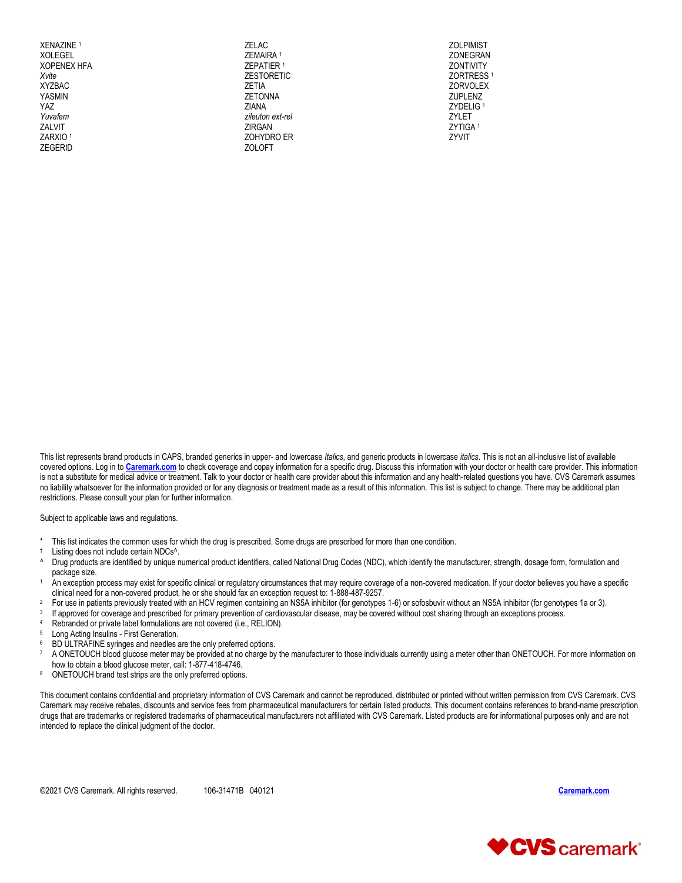XENAZINE [1]
XOLEGEL
XOPENEX HFA
*Xvite*
XYZBAC
YASMIN
YAZ
*Yuvafem*
ZALVIT
ZARXIO [1]
ZEGERID
ZELAC
ZEMAIRA [1]
ZEPATIER [1]
ZESTORETIC
ZETIA
ZETONNA
ZIANA
*zileuton ext-rel*
ZIRGAN
ZOHYDRO ER
ZOLOFT
ZOLPIMIST
ZONEGRAN
ZONTIVITY
ZORTRESS [1]
ZORVOLEX
ZUPLENZ
ZYDELIG [1]
ZYLET
ZYTIGA [1]
ZYVIT

This list represents brand products in CAPS, branded generics in upper- and lowercase *Italics*, and generic products in lowercase *italics*. This is not an all-inclusive list of available covered options. Log in to **Caremark.com** to check coverage and copay information for a specific drug. Discuss this information with your doctor or health care provider. This information is not a substitute for medical advice or treatment. Talk to your doctor or health care provider about this information and any health-related questions you have. CVS Caremark assumes no liability whatsoever for the information provided or for any diagnosis or treatment made as a result of this information. This list is subject to change. There may be additional plan restrictions. Please consult your plan for further information.

Subject to applicable laws and regulations.

- \* This list indicates the common uses for which the drug is prescribed. Some drugs are prescribed for more than one condition.
- † Listing does not include certain NDCs^.
- ^ Drug products are identified by unique numerical product identifiers, called National Drug Codes (NDC), which identify the manufacturer, strength, dosage form, formulation and package size.
- [1] An exception process may exist for specific clinical or regulatory circumstances that may require coverage of a non-covered medication. If your doctor believes you have a specific clinical need for a non-covered product, he or she should fax an exception request to: 1-888-487-9257.
- [2] For use in patients previously treated with an HCV regimen containing an NS5A inhibitor (for genotypes 1-6) or sofosbuvir without an NS5A inhibitor (for genotypes 1a or 3).
- [3] If approved for coverage and prescribed for primary prevention of cardiovascular disease, may be covered without cost sharing through an exceptions process.
- [4] Rebranded or private label formulations are not covered (i.e., RELION).
- [5] Long Acting Insulins - First Generation.
- [6] BD ULTRAFINE syringes and needles are the only preferred options.
- [7] A ONETOUCH blood glucose meter may be provided at no charge by the manufacturer to those individuals currently using a meter other than ONETOUCH. For more information on how to obtain a blood glucose meter, call: 1-877-418-4746.
- [8] ONETOUCH brand test strips are the only preferred options.

This document contains confidential and proprietary information of CVS Caremark and cannot be reproduced, distributed or printed without written permission from CVS Caremark. CVS Caremark may receive rebates, discounts and service fees from pharmaceutical manufacturers for certain listed products. This document contains references to brand-name prescription drugs that are trademarks or registered trademarks of pharmaceutical manufacturers not affiliated with CVS Caremark. Listed products are for informational purposes only and are not intended to replace the clinical judgment of the doctor.

©2021 CVS Caremark. All rights reserved. 106-31471B 040121 **Caremark.com**